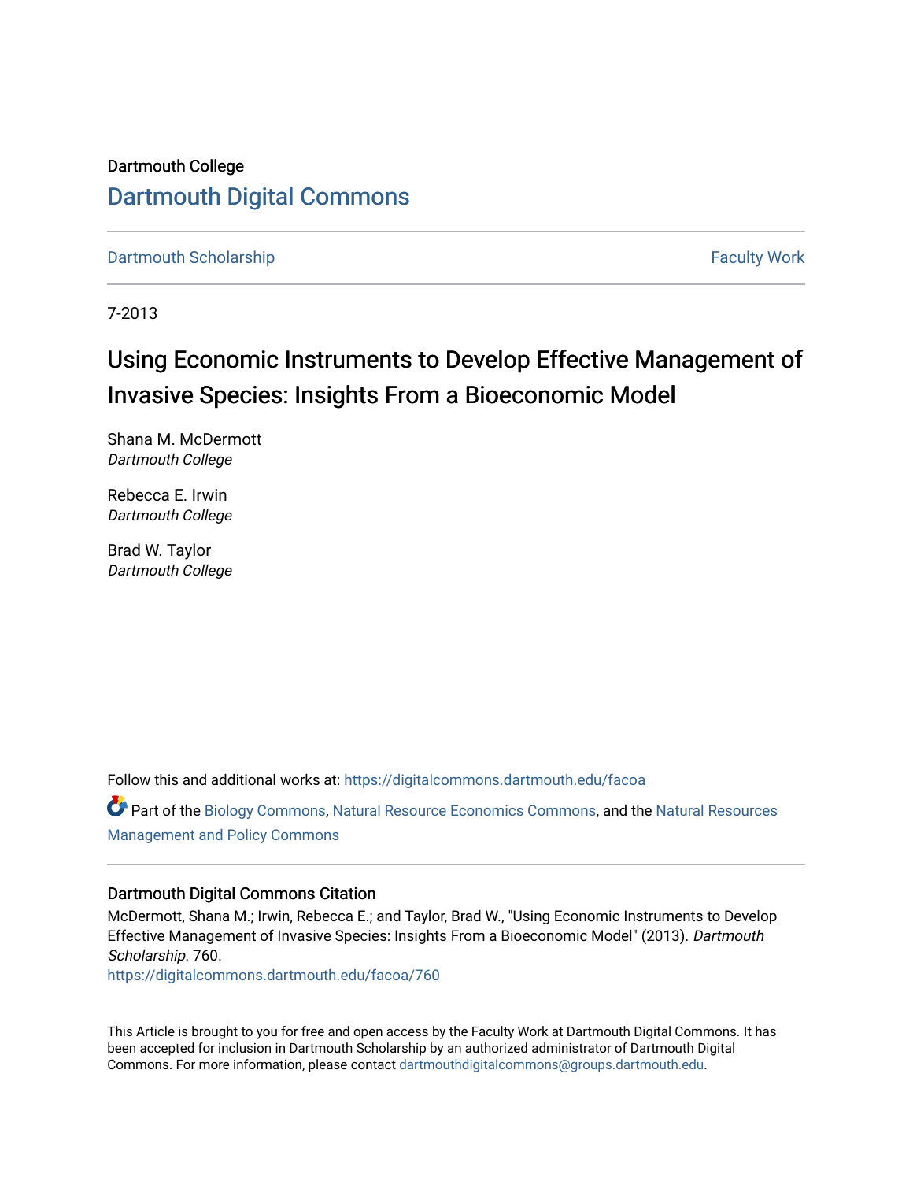Dartmouth College

# Dartmouth Digital Commons

Dartmouth Scholarship    Faculty Work

7-2013

# Using Economic Instruments to Develop Effective Management of Invasive Species: Insights From a Bioeconomic Model

Shana M. McDermott
*Dartmouth College*

Rebecca E. Irwin
*Dartmouth College*

Brad W. Taylor
*Dartmouth College*

Follow this and additional works at: https://digitalcommons.dartmouth.edu/facoa

Part of the Biology Commons, Natural Resource Economics Commons, and the Natural Resources Management and Policy Commons

## Dartmouth Digital Commons Citation

McDermott, Shana M.; Irwin, Rebecca E.; and Taylor, Brad W., "Using Economic Instruments to Develop Effective Management of Invasive Species: Insights From a Bioeconomic Model" (2013). *Dartmouth Scholarship*. 760.
https://digitalcommons.dartmouth.edu/facoa/760

This Article is brought to you for free and open access by the Faculty Work at Dartmouth Digital Commons. It has been accepted for inclusion in Dartmouth Scholarship by an authorized administrator of Dartmouth Digital Commons. For more information, please contact dartmouthdigitalcommons@groups.dartmouth.edu.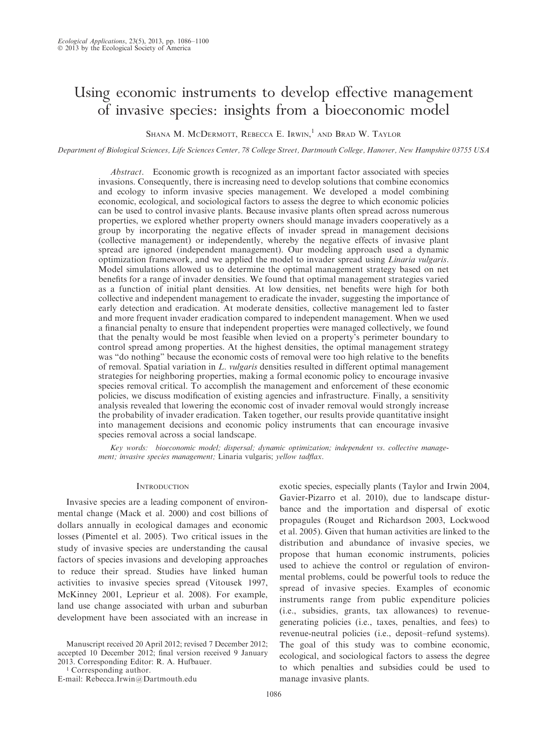# Using economic instruments to develop effective management of invasive species: insights from a bioeconomic model

Shana M. McDermott, Rebecca E. Irwin,[1] and Brad W. Taylor

*Department of Biological Sciences, Life Sciences Center, 78 College Street, Dartmouth College, Hanover, New Hampshire 03755 USA*

*Abstract*. Economic growth is recognized as an important factor associated with species invasions. Consequently, there is increasing need to develop solutions that combine economics and ecology to inform invasive species management. We developed a model combining economic, ecological, and sociological factors to assess the degree to which economic policies can be used to control invasive plants. Because invasive plants often spread across numerous properties, we explored whether property owners should manage invaders cooperatively as a group by incorporating the negative effects of invader spread in management decisions (collective management) or independently, whereby the negative effects of invasive plant spread are ignored (independent management). Our modeling approach used a dynamic optimization framework, and we applied the model to invader spread using *Linaria vulgaris*. Model simulations allowed us to determine the optimal management strategy based on net benefits for a range of invader densities. We found that optimal management strategies varied as a function of initial plant densities. At low densities, net benefits were high for both collective and independent management to eradicate the invader, suggesting the importance of early detection and eradication. At moderate densities, collective management led to faster and more frequent invader eradication compared to independent management. When we used a financial penalty to ensure that independent properties were managed collectively, we found that the penalty would be most feasible when levied on a property's perimeter boundary to control spread among properties. At the highest densities, the optimal management strategy was "do nothing" because the economic costs of removal were too high relative to the benefits of removal. Spatial variation in *L. vulgaris* densities resulted in different optimal management strategies for neighboring properties, making a formal economic policy to encourage invasive species removal critical. To accomplish the management and enforcement of these economic policies, we discuss modification of existing agencies and infrastructure. Finally, a sensitivity analysis revealed that lowering the economic cost of invader removal would strongly increase the probability of invader eradication. Taken together, our results provide quantitative insight into management decisions and economic policy instruments that can encourage invasive species removal across a social landscape.

*Key words: bioeconomic model; dispersal; dynamic optimization; independent vs. collective management; invasive species management;* Linaria vulgaris; *yellow tadflax.*

## Introduction

Invasive species are a leading component of environmental change (Mack et al. 2000) and cost billions of dollars annually in ecological damages and economic losses (Pimentel et al. 2005). Two critical issues in the study of invasive species are understanding the causal factors of species invasions and developing approaches to reduce their spread. Studies have linked human activities to invasive species spread (Vitousek 1997, McKinney 2001, Leprieur et al. 2008). For example, land use change associated with urban and suburban development have been associated with an increase in exotic species, especially plants (Taylor and Irwin 2004, Gavier-Pizarro et al. 2010), due to landscape disturbance and the importation and dispersal of exotic propagules (Rouget and Richardson 2003, Lockwood et al. 2005). Given that human activities are linked to the distribution and abundance of invasive species, we propose that human economic instruments, policies used to achieve the control or regulation of environmental problems, could be powerful tools to reduce the spread of invasive species. Examples of economic instruments range from public expenditure policies (i.e., subsidies, grants, tax allowances) to revenue-generating policies (i.e., taxes, penalties, and fees) to revenue-neutral policies (i.e., deposit–refund systems). The goal of this study was to combine economic, ecological, and sociological factors to assess the degree to which penalties and subsidies could be used to manage invasive plants.

Manuscript received 20 April 2012; revised 7 December 2012; accepted 10 December 2012; final version received 9 January 2013. Corresponding Editor: R. A. Hufbauer.

[1] Corresponding author.
E-mail: Rebecca.Irwin@Dartmouth.edu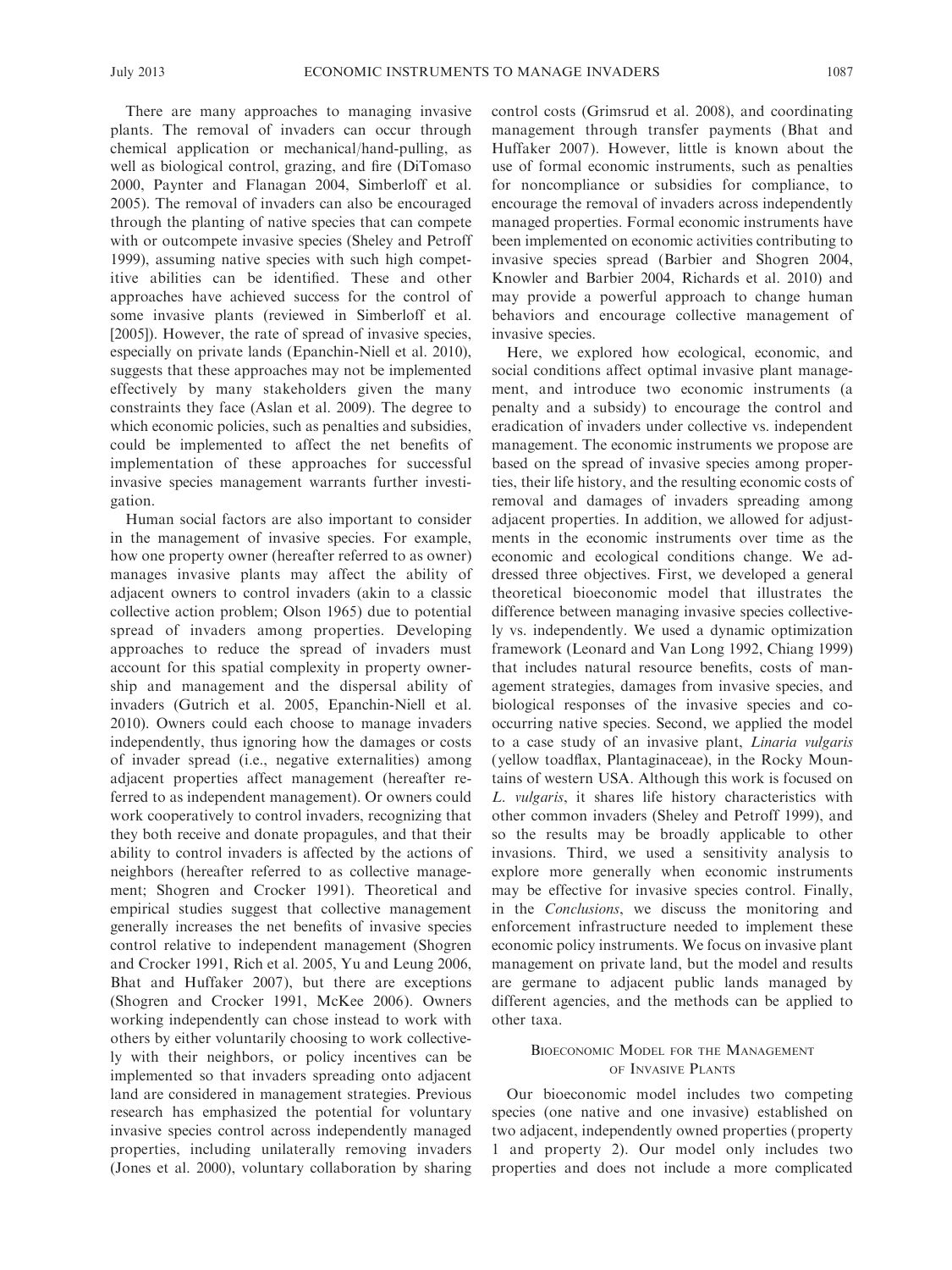There are many approaches to managing invasive plants. The removal of invaders can occur through chemical application or mechanical/hand-pulling, as well as biological control, grazing, and fire (DiTomaso 2000, Paynter and Flanagan 2004, Simberloff et al. 2005). The removal of invaders can also be encouraged through the planting of native species that can compete with or outcompete invasive species (Sheley and Petroff 1999), assuming native species with such high competitive abilities can be identified. These and other approaches have achieved success for the control of some invasive plants (reviewed in Simberloff et al. [2005]). However, the rate of spread of invasive species, especially on private lands (Epanchin-Niell et al. 2010), suggests that these approaches may not be implemented effectively by many stakeholders given the many constraints they face (Aslan et al. 2009). The degree to which economic policies, such as penalties and subsidies, could be implemented to affect the net benefits of implementation of these approaches for successful invasive species management warrants further investigation.

Human social factors are also important to consider in the management of invasive species. For example, how one property owner (hereafter referred to as owner) manages invasive plants may affect the ability of adjacent owners to control invaders (akin to a classic collective action problem; Olson 1965) due to potential spread of invaders among properties. Developing approaches to reduce the spread of invaders must account for this spatial complexity in property ownership and management and the dispersal ability of invaders (Gutrich et al. 2005, Epanchin-Niell et al. 2010). Owners could each choose to manage invaders independently, thus ignoring how the damages or costs of invader spread (i.e., negative externalities) among adjacent properties affect management (hereafter referred to as independent management). Or owners could work cooperatively to control invaders, recognizing that they both receive and donate propagules, and that their ability to control invaders is affected by the actions of neighbors (hereafter referred to as collective management; Shogren and Crocker 1991). Theoretical and empirical studies suggest that collective management generally increases the net benefits of invasive species control relative to independent management (Shogren and Crocker 1991, Rich et al. 2005, Yu and Leung 2006, Bhat and Huffaker 2007), but there are exceptions (Shogren and Crocker 1991, McKee 2006). Owners working independently can chose instead to work with others by either voluntarily choosing to work collectively with their neighbors, or policy incentives can be implemented so that invaders spreading onto adjacent land are considered in management strategies. Previous research has emphasized the potential for voluntary invasive species control across independently managed properties, including unilaterally removing invaders (Jones et al. 2000), voluntary collaboration by sharing control costs (Grimsrud et al. 2008), and coordinating management through transfer payments (Bhat and Huffaker 2007). However, little is known about the use of formal economic instruments, such as penalties for noncompliance or subsidies for compliance, to encourage the removal of invaders across independently managed properties. Formal economic instruments have been implemented on economic activities contributing to invasive species spread (Barbier and Shogren 2004, Knowler and Barbier 2004, Richards et al. 2010) and may provide a powerful approach to change human behaviors and encourage collective management of invasive species.

Here, we explored how ecological, economic, and social conditions affect optimal invasive plant management, and introduce two economic instruments (a penalty and a subsidy) to encourage the control and eradication of invaders under collective vs. independent management. The economic instruments we propose are based on the spread of invasive species among properties, their life history, and the resulting economic costs of removal and damages of invaders spreading among adjacent properties. In addition, we allowed for adjustments in the economic instruments over time as the economic and ecological conditions change. We addressed three objectives. First, we developed a general theoretical bioeconomic model that illustrates the difference between managing invasive species collectively vs. independently. We used a dynamic optimization framework (Leonard and Van Long 1992, Chiang 1999) that includes natural resource benefits, costs of management strategies, damages from invasive species, and biological responses of the invasive species and co-occurring native species. Second, we applied the model to a case study of an invasive plant, *Linaria vulgaris* (yellow toadflax, Plantaginaceae), in the Rocky Mountains of western USA. Although this work is focused on *L. vulgaris*, it shares life history characteristics with other common invaders (Sheley and Petroff 1999), and so the results may be broadly applicable to other invasions. Third, we used a sensitivity analysis to explore more generally when economic instruments may be effective for invasive species control. Finally, in the *Conclusions*, we discuss the monitoring and enforcement infrastructure needed to implement these economic policy instruments. We focus on invasive plant management on private land, but the model and results are germane to adjacent public lands managed by different agencies, and the methods can be applied to other taxa.

## Bioeconomic Model for the Management of Invasive Plants

Our bioeconomic model includes two competing species (one native and one invasive) established on two adjacent, independently owned properties (property 1 and property 2). Our model only includes two properties and does not include a more complicated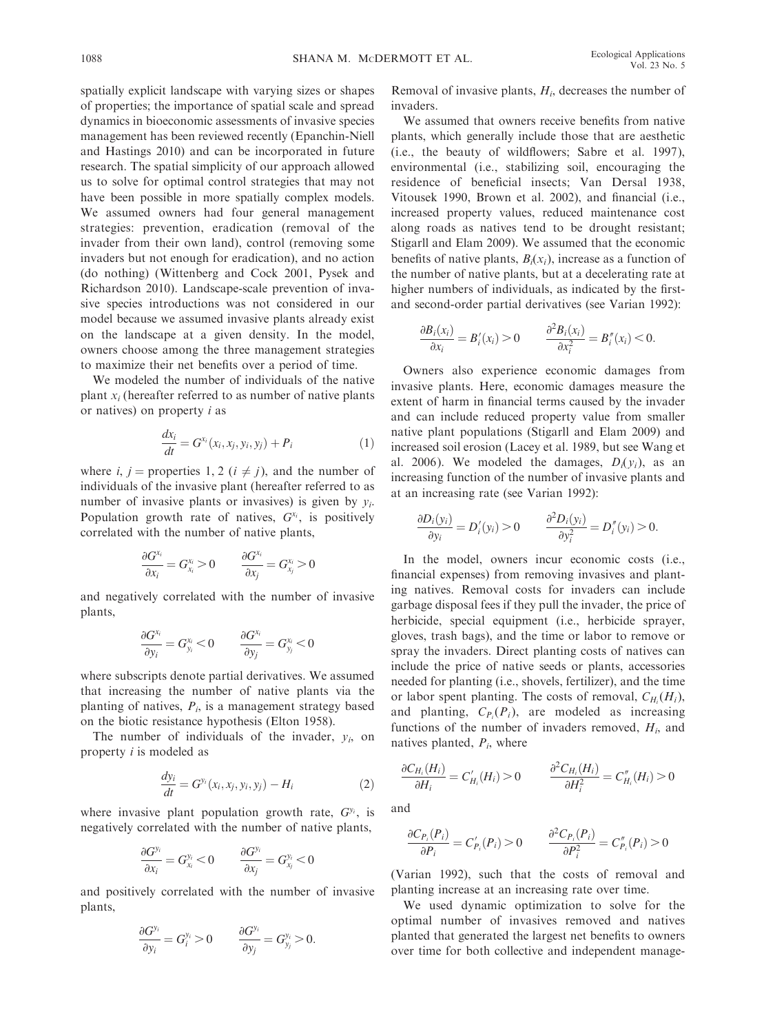spatially explicit landscape with varying sizes or shapes of properties; the importance of spatial scale and spread dynamics in bioeconomic assessments of invasive species management has been reviewed recently (Epanchin-Niell and Hastings 2010) and can be incorporated in future research. The spatial simplicity of our approach allowed us to solve for optimal control strategies that may not have been possible in more spatially complex models. We assumed owners had four general management strategies: prevention, eradication (removal of the invader from their own land), control (removing some invaders but not enough for eradication), and no action (do nothing) (Wittenberg and Cock 2001, Pysek and Richardson 2010). Landscape-scale prevention of invasive species introductions was not considered in our model because we assumed invasive plants already exist on the landscape at a given density. In the model, owners choose among the three management strategies to maximize their net benefits over a period of time.

We modeled the number of individuals of the native plant $x_i$ (hereafter referred to as number of native plants or natives) on property $i$ as

$$\frac{dx_i}{dt} = G^{x_i}(x_i, x_j, y_i, y_j) + P_i \tag{1}$$

where $i$, $j$ = properties 1, 2 ($i \neq j$), and the number of individuals of the invasive plant (hereafter referred to as number of invasive plants or invasives) is given by $y_i$. Population growth rate of natives, $G^{x_i}$, is positively correlated with the number of native plants,

$$\frac{\partial G^{x_i}}{\partial x_i} = G^{x_i}_{x_i} > 0 \qquad \frac{\partial G^{x_i}}{\partial x_j} = G^{x_i}_{x_j} > 0$$

and negatively correlated with the number of invasive plants,

$$\frac{\partial G^{x_i}}{\partial y_i} = G^{x_i}_{y_i} < 0 \qquad \frac{\partial G^{x_i}}{\partial y_j} = G^{x_i}_{y_j} < 0$$

where subscripts denote partial derivatives. We assumed that increasing the number of native plants via the planting of natives, $P_i$, is a management strategy based on the biotic resistance hypothesis (Elton 1958).

The number of individuals of the invader, $y_i$, on property $i$ is modeled as

$$\frac{dy_i}{dt} = G^{y_i}(x_i, x_j, y_i, y_j) - H_i \tag{2}$$

where invasive plant population growth rate, $G^{y_i}$, is negatively correlated with the number of native plants,

$$\frac{\partial G^{y_i}}{\partial x_i} = G^{y_i}_{x_i} < 0 \qquad \frac{\partial G^{y_i}}{\partial x_j} = G^{y_i}_{x_j} < 0$$

and positively correlated with the number of invasive plants,

$$\frac{\partial G^{y_i}}{\partial y_i} = G^{y_i}_{i} > 0 \qquad \frac{\partial G^{y_i}}{\partial y_j} = G^{y_i}_{y_j} > 0.$$

Removal of invasive plants, $H_i$, decreases the number of invaders.

We assumed that owners receive benefits from native plants, which generally include those that are aesthetic (i.e., the beauty of wildflowers; Sabre et al. 1997), environmental (i.e., stabilizing soil, encouraging the residence of beneficial insects; Van Dersal 1938, Vitousek 1990, Brown et al. 2002), and financial (i.e., increased property values, reduced maintenance cost along roads as natives tend to be drought resistant; Stigarll and Elam 2009). We assumed that the economic benefits of native plants, $B_i(x_i)$, increase as a function of the number of native plants, but at a decelerating rate at higher numbers of individuals, as indicated by the first- and second-order partial derivatives (see Varian 1992):

$$\frac{\partial B_i(x_i)}{\partial x_i} = B_i'(x_i) > 0 \qquad \frac{\partial^2 B_i(x_i)}{\partial x_i^2} = B_i''(x_i) < 0.$$

Owners also experience economic damages from invasive plants. Here, economic damages measure the extent of harm in financial terms caused by the invader and can include reduced property value from smaller native plant populations (Stigarll and Elam 2009) and increased soil erosion (Lacey et al. 1989, but see Wang et al. 2006). We modeled the damages, $D_i(y_i)$, as an increasing function of the number of invasive plants and at an increasing rate (see Varian 1992):

$$\frac{\partial D_i(y_i)}{\partial y_i} = D_i'(y_i) > 0 \qquad \frac{\partial^2 D_i(y_i)}{\partial y_i^2} = D_i''(y_i) > 0.$$

In the model, owners incur economic costs (i.e., financial expenses) from removing invasives and planting natives. Removal costs for invaders can include garbage disposal fees if they pull the invader, the price of herbicide, special equipment (i.e., herbicide sprayer, gloves, trash bags), and the time or labor to remove or spray the invaders. Direct planting costs of natives can include the price of native seeds or plants, accessories needed for planting (i.e., shovels, fertilizer), and the time or labor spent planting. The costs of removal, $C_{H_i}(H_i)$, and planting, $C_{P_i}(P_i)$, are modeled as increasing functions of the number of invaders removed, $H_i$, and natives planted, $P_i$, where

$$\frac{\partial C_{H_i}(H_i)}{\partial H_i} = C_{H_i}'(H_i) > 0 \qquad \frac{\partial^2 C_{H_i}(H_i)}{\partial H_i^2} = C_{H_i}''(H_i) > 0$$

and

$$\frac{\partial C_{P_i}(P_i)}{\partial P_i} = C_{P_i}'(P_i) > 0 \qquad \frac{\partial^2 C_{P_i}(P_i)}{\partial P_i^2} = C_{P_i}''(P_i) > 0$$

(Varian 1992), such that the costs of removal and planting increase at an increasing rate over time.

We used dynamic optimization to solve for the optimal number of invasives removed and natives planted that generated the largest net benefits to owners over time for both collective and independent manage-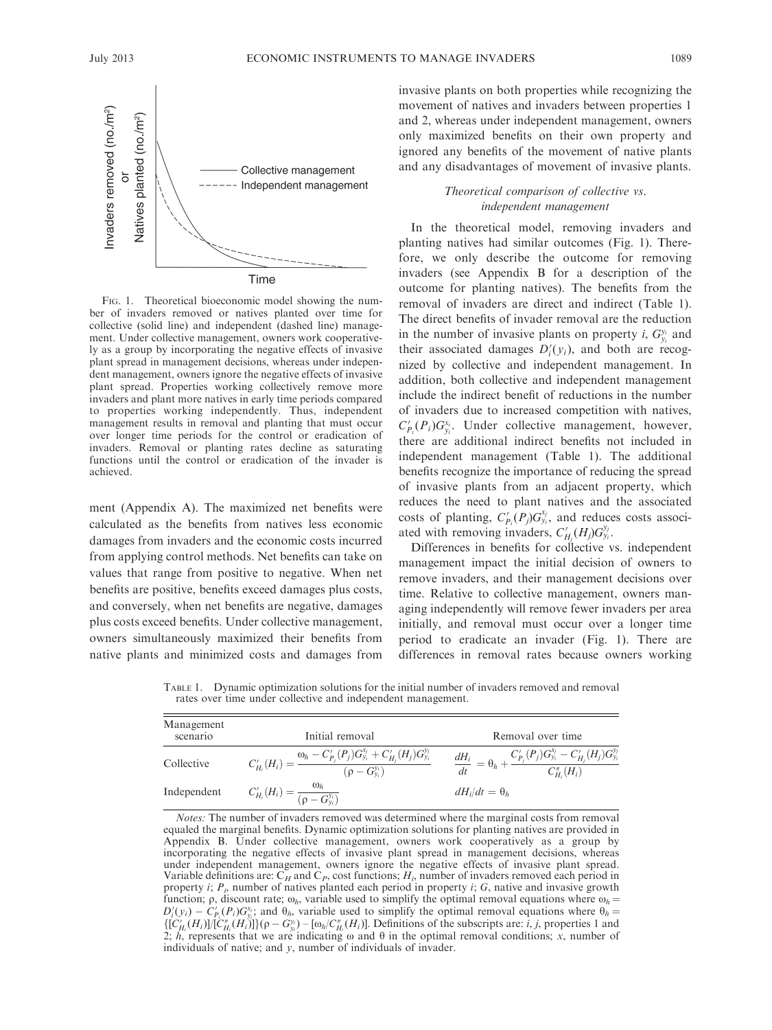FIG. 1. Theoretical bioeconomic model showing the number of invaders removed or natives planted over time for collective (solid line) and independent (dashed line) management. Under collective management, owners work cooperatively as a group by incorporating the negative effects of invasive plant spread in management decisions, whereas under independent management, owners ignore the negative effects of invasive plant spread. Properties working collectively remove more invaders and plant more natives in early time periods compared to properties working independently. Thus, independent management results in removal and planting that must occur over longer time periods for the control or eradication of invaders. Removal or planting rates decline as saturating functions until the control or eradication of the invader is achieved.

ment (Appendix A). The maximized net benefits were calculated as the benefits from natives less economic damages from invaders and the economic costs incurred from applying control methods. Net benefits can take on values that range from positive to negative. When net benefits are positive, benefits exceed damages plus costs, and conversely, when net benefits are negative, damages plus costs exceed benefits. Under collective management, owners simultaneously maximized their benefits from native plants and minimized costs and damages from invasive plants on both properties while recognizing the movement of natives and invaders between properties 1 and 2, whereas under independent management, owners only maximized benefits on their own property and ignored any benefits of the movement of native plants and any disadvantages of movement of invasive plants.

### *Theoretical comparison of collective vs. independent management*

In the theoretical model, removing invaders and planting natives had similar outcomes (Fig. 1). Therefore, we only describe the outcome for removing invaders (see Appendix B for a description of the outcome for planting natives). The benefits from the removal of invaders are direct and indirect (Table 1). The direct benefits of invader removal are the reduction in the number of invasive plants on property $i$, $G_{y_i}^{y_i}$ and their associated damages $D_i'(y_i)$, and both are recognized by collective and independent management. In addition, both collective and independent management include the indirect benefit of reductions in the number of invaders due to increased competition with natives, $C_{P_i}'(P_i)G_{y_i}^{x_i}$. Under collective management, however, there are additional indirect benefits not included in independent management (Table 1). The additional benefits recognize the importance of reducing the spread of invasive plants from an adjacent property, which reduces the need to plant natives and the associated costs of planting, $C_{P_j}'(P_j)G_{y_i}^{x_j}$, and reduces costs associated with removing invaders, $C_{H_j}'(H_j)G_{y_i}^{y_j}$.

Differences in benefits for collective vs. independent management impact the initial decision of owners to remove invaders, and their management decisions over time. Relative to collective management, owners managing independently will remove fewer invaders per area initially, and removal must occur over a longer time period to eradicate an invader (Fig. 1). There are differences in removal rates because owners working

TABLE 1. Dynamic optimization solutions for the initial number of invaders removed and removal rates over time under collective and independent management.

| Management scenario | Initial removal | Removal over time |
|---|---|---|
| Collective | $C_{H_i}'(H_i) = \dfrac{\omega_h - C_{P_j}'(P_j)G_{y_i}^{x_j} + C_{H_j}'(H_j)G_{y_i}^{y_j}}{(\rho - G_{y_i}^{y_i})}$ | $\dfrac{dH_i}{dt} = \theta_h + \dfrac{C_{P_j}'(P_j)G_{y_i}^{x_j} - C_{H_j}'(H_j)G_{y_i}^{y_j}}{C_{H_i}''(H_i)}$ |
| Independent | $C_{H_i}'(H_i) = \dfrac{\omega_h}{(\rho - G_{y_i}^{y_i})}$ | $dH_i/dt = \theta_h$ |

*Notes:* The number of invaders removed was determined where the marginal costs from removal equaled the marginal benefits. Dynamic optimization solutions for planting natives are provided in Appendix B. Under collective management, owners work cooperatively as a group by incorporating the negative effects of invasive plant spread in management decisions, whereas under independent management, owners ignore the negative effects of invasive plant spread. Variable definitions are: $C_H$ and $C_P$, cost functions; $H_i$, number of invaders removed each period in property $i$; $P_i$, number of natives planted each period in property $i$; $G$, native and invasive growth function; $\rho$, discount rate; $\omega_h$, variable used to simplify the optimal removal equations where $\omega_h = D_i'(y_i) - C_{P_i}'(P_i)G_{y_i}^{x_i}$; and $\theta_h$, variable used to simplify the optimal removal equations where $\theta_h = \{[C_{H_i}'(H_i)]/[C_{H_i}''(H_i)]\}(\rho - G_{y_i}^{y_i}) - [\omega_h/C_{H_i}''(H_i)]$. Definitions of the subscripts are: $i$, $j$, properties 1 and 2; $h$, represents that we are indicating $\omega$ and $\theta$ in the optimal removal conditions; $x$, number of individuals of native; and $y$, number of individuals of invader.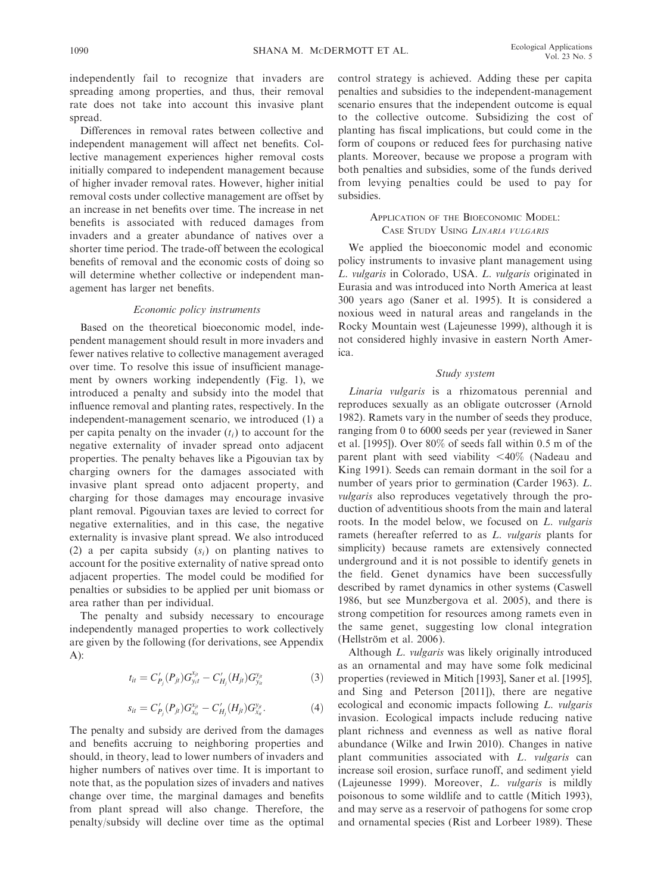independently fail to recognize that invaders are spreading among properties, and thus, their removal rate does not take into account this invasive plant spread.

Differences in removal rates between collective and independent management will affect net benefits. Collective management experiences higher removal costs initially compared to independent management because of higher invader removal rates. However, higher initial removal costs under collective management are offset by an increase in net benefits over time. The increase in net benefits is associated with reduced damages from invaders and a greater abundance of natives over a shorter time period. The trade-off between the ecological benefits of removal and the economic costs of doing so will determine whether collective or independent management has larger net benefits.

### *Economic policy instruments*

Based on the theoretical bioeconomic model, independent management should result in more invaders and fewer natives relative to collective management averaged over time. To resolve this issue of insufficient management by owners working independently (Fig. 1), we introduced a penalty and subsidy into the model that influence removal and planting rates, respectively. In the independent-management scenario, we introduced (1) a per capita penalty on the invader ($t_i$) to account for the negative externality of invader spread onto adjacent properties. The penalty behaves like a Pigouvian tax by charging owners for the damages associated with invasive plant spread onto adjacent property, and charging for those damages may encourage invasive plant removal. Pigouvian taxes are levied to correct for negative externalities, and in this case, the negative externality is invasive plant spread. We also introduced (2) a per capita subsidy ($s_i$) on planting natives to account for the positive externality of native spread onto adjacent properties. The model could be modified for penalties or subsidies to be applied per unit biomass or area rather than per individual.

The penalty and subsidy necessary to encourage independently managed properties to work collectively are given by the following (for derivations, see Appendix A):

$$t_{it} = C'_{P_j}(P_{jt})G^{x_{jt}}_{y_{it}} - C'_{H_j}(H_{jt})G^{y_{jt}}_{y_{it}} \tag{3}$$

$$s_{it} = C'_{P_j}(P_{jt})G^{x_{jt}}_{x_{it}} - C'_{H_j}(H_{jt})G^{y_{jt}}_{x_{it}}. \tag{4}$$

The penalty and subsidy are derived from the damages and benefits accruing to neighboring properties and should, in theory, lead to lower numbers of invaders and higher numbers of natives over time. It is important to note that, as the population sizes of invaders and natives change over time, the marginal damages and benefits from plant spread will also change. Therefore, the penalty/subsidy will decline over time as the optimal control strategy is achieved. Adding these per capita penalties and subsidies to the independent-management scenario ensures that the independent outcome is equal to the collective outcome. Subsidizing the cost of planting has fiscal implications, but could come in the form of coupons or reduced fees for purchasing native plants. Moreover, because we propose a program with both penalties and subsidies, some of the funds derived from levying penalties could be used to pay for subsidies.

## Application of the Bioeconomic Model: Case Study Using *Linaria vulgaris*

We applied the bioeconomic model and economic policy instruments to invasive plant management using *L. vulgaris* in Colorado, USA. *L. vulgaris* originated in Eurasia and was introduced into North America at least 300 years ago (Saner et al. 1995). It is considered a noxious weed in natural areas and rangelands in the Rocky Mountain west (Lajeunesse 1999), although it is not considered highly invasive in eastern North America.

### *Study system*

*Linaria vulgaris* is a rhizomatous perennial and reproduces sexually as an obligate outcrosser (Arnold 1982). Ramets vary in the number of seeds they produce, ranging from 0 to 6000 seeds per year (reviewed in Saner et al. [1995]). Over 80% of seeds fall within 0.5 m of the parent plant with seed viability <40% (Nadeau and King 1991). Seeds can remain dormant in the soil for a number of years prior to germination (Carder 1963). *L. vulgaris* also reproduces vegetatively through the production of adventitious shoots from the main and lateral roots. In the model below, we focused on *L. vulgaris* ramets (hereafter referred to as *L. vulgaris* plants for simplicity) because ramets are extensively connected underground and it is not possible to identify genets in the field. Genet dynamics have been successfully described by ramet dynamics in other systems (Caswell 1986, but see Munzbergova et al. 2005), and there is strong competition for resources among ramets even in the same genet, suggesting low clonal integration (Hellström et al. 2006).

Although *L. vulgaris* was likely originally introduced as an ornamental and may have some folk medicinal properties (reviewed in Mitich [1993], Saner et al. [1995], and Sing and Peterson [2011]), there are negative ecological and economic impacts following *L. vulgaris* invasion. Ecological impacts include reducing native plant richness and evenness as well as native floral abundance (Wilke and Irwin 2010). Changes in native plant communities associated with *L. vulgaris* can increase soil erosion, surface runoff, and sediment yield (Lajeunesse 1999). Moreover, *L. vulgaris* is mildly poisonous to some wildlife and to cattle (Mitich 1993), and may serve as a reservoir of pathogens for some crop and ornamental species (Rist and Lorbeer 1989). These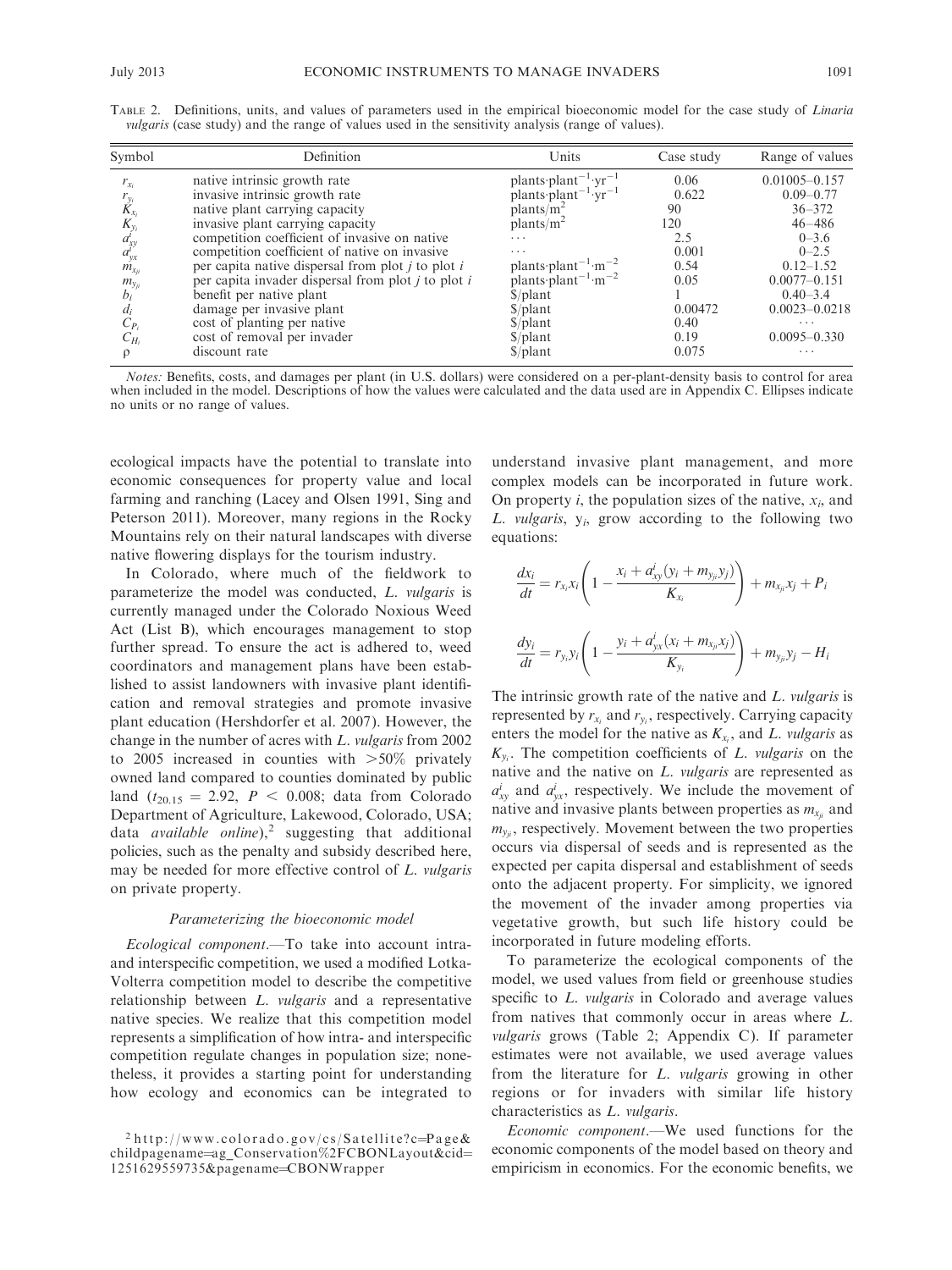TABLE 2. Definitions, units, and values of parameters used in the empirical bioeconomic model for the case study of *Linaria vulgaris* (case study) and the range of values used in the sensitivity analysis (range of values).

| Symbol | Definition | Units | Case study | Range of values |
|---|---|---|---|---|
| $r_{x_i}$ | native intrinsic growth rate | plants·plant$^{-1}$·yr$^{-1}$ | 0.06 | 0.01005–0.157 |
| $r_{y_i}$ | invasive intrinsic growth rate | plants·plant$^{-1}$·yr$^{-1}$ | 0.622 | 0.09–0.77 |
| $K_{x_i}$ | native plant carrying capacity | plants/m$^2$ | 90 | 36–372 |
| $K_{y_i}$ | invasive plant carrying capacity | plants/m$^2$ | 120 | 46–486 |
| $a^i_{xy}$ | competition coefficient of invasive on native | ... | 2.5 | 0–3.6 |
| $a^i_{yx}$ | competition coefficient of native on invasive | ... | 0.001 | 0–2.5 |
| $m_{x_{ji}}$ | per capita native dispersal from plot *j* to plot *i* | plants·plant$^{-1}$·m$^{-2}$ | 0.54 | 0.12–1.52 |
| $m_{y_{ji}}$ | per capita invader dispersal from *j* to plot *i* | plants·plant$^{-1}$·m$^{-2}$ | 0.05 | 0.0077–0.151 |
| $b_i$ | benefit per native plant | \$/plant | 1 | 0.40–3.4 |
| $d_i$ | damage per invasive plant | \$/plant | 0.00472 | 0.0023–0.0218 |
| $C_{P_i}$ | cost of planting per native | \$/plant | 0.40 | ... |
| $C_{H_i}$ | cost of removal per invader | \$/plant | 0.19 | 0.0095–0.330 |
| $\rho$ | discount rate | \$/plant | 0.075 | ... |

*Notes:* Benefits, costs, and damages per plant (in U.S. dollars) were considered on a per-plant-density basis to control for area when included in the model. Descriptions of how the values were calculated and the data used are in Appendix C. Ellipses indicate no units or no range of values.

ecological impacts have the potential to translate into economic consequences for property value and local farming and ranching (Lacey and Olsen 1991, Sing and Peterson 2011). Moreover, many regions in the Rocky Mountains rely on their natural landscapes with diverse native flowering displays for the tourism industry.

In Colorado, where much of the fieldwork to parameterize the model was conducted, *L. vulgaris* is currently managed under the Colorado Noxious Weed Act (List B), which encourages management to stop further spread. To ensure the act is adhered to, weed coordinators and management plans have been established to assist landowners with invasive plant identification and removal strategies and promote invasive plant education (Hershdorfer et al. 2007). However, the change in the number of acres with *L. vulgaris* from 2002 to 2005 increased in counties with >50% privately owned land compared to counties dominated by public land ($t_{20.15} = 2.92$, $P < 0.008$; data from Colorado Department of Agriculture, Lakewood, Colorado, USA; data *available online*),[2] suggesting that additional policies, such as the penalty and subsidy described here, may be needed for more effective control of *L. vulgaris* on private property.

### Parameterizing the bioeconomic model

*Ecological component.*—To take into account intra- and interspecific competition, we used a modified Lotka-Volterra competition model to describe the competitive relationship between *L. vulgaris* and a representative native species. We realize that this competition model represents a simplification of how intra- and interspecific competition regulate changes in population size; nonetheless, it provides a starting point for understanding how ecology and economics can be integrated to understand invasive plant management, and more complex models can be incorporated in future work. On property *i*, the population sizes of the native, $x_i$, and *L. vulgaris*, $y_i$, grow according to the following two equations:

$$\frac{dx_i}{dt} = r_{x_i}x_i\left(1 - \frac{x_i + a^i_{xy}(y_i + m_{y_{ji}}y_j)}{K_{x_i}}\right) + m_{x_{ji}}x_j + P_i$$

$$\frac{dy_i}{dt} = r_{y_i}y_i\left(1 - \frac{y_i + a^i_{yx}(x_i + m_{x_{ji}}x_j)}{K_{y_i}}\right) + m_{y_{ji}}y_j - H_i$$

The intrinsic growth rate of the native and *L. vulgaris* is represented by $r_{x_i}$ and $r_{y_i}$, respectively. Carrying capacity enters the model for the native as $K_{x_i}$, and *L. vulgaris* as $K_{y_i}$. The competition coefficients of *L. vulgaris* on the native and the native on *L. vulgaris* are represented as $a^i_{xy}$ and $a^i_{yx}$, respectively. We include the movement of native and invasive plants between properties as $m_{x_{ji}}$ and $m_{y_{ji}}$, respectively. Movement between the two properties occurs via dispersal of seeds and is represented as the expected per capita dispersal and establishment of seeds onto the adjacent property. For simplicity, we ignored the movement of the invader among properties via vegetative growth, but such life history could be incorporated in future modeling efforts.

To parameterize the ecological components of the model, we used values from field or greenhouse studies specific to *L. vulgaris* in Colorado and average values from natives that commonly occur in areas where *L. vulgaris* grows (Table 2; Appendix C). If parameter estimates were not available, we used average values from the literature for *L. vulgaris* growing in other regions or for invaders with similar life history characteristics as *L. vulgaris*.

*Economic component.*—We used functions for the economic components of the model based on theory and empiricism in economics. For the economic benefits, we

[2] http://www.colorado.gov/cs/Satellite?c=Page&childpagename=ag_Conservation%2FCBONLayout&cid=1251629559735&pagename=CBONWrapper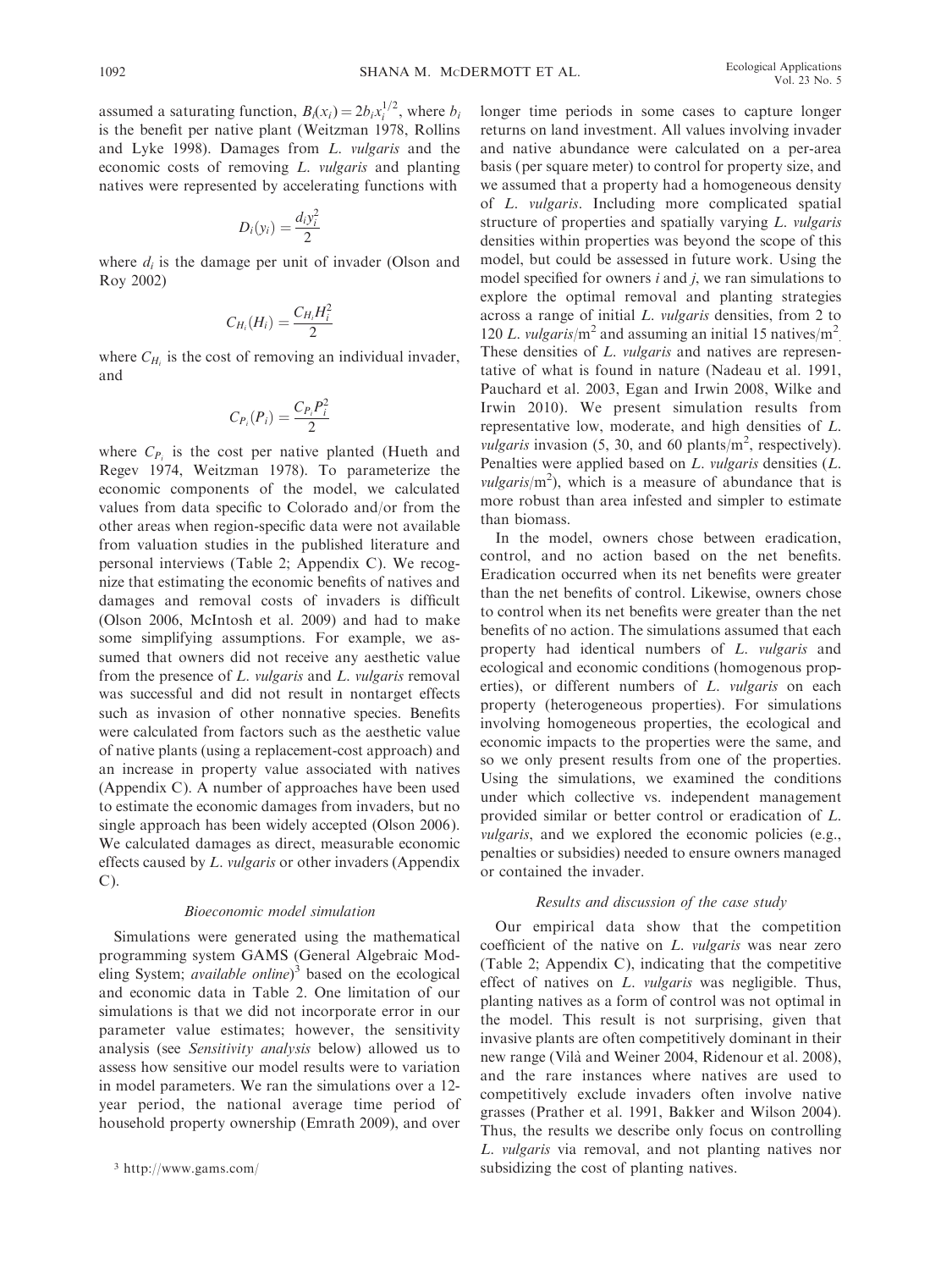assumed a saturating function, $B_i(x_i) = 2b_i x_i^{1/2}$, where $b_i$ is the benefit per native plant (Weitzman 1978, Rollins and Lyke 1998). Damages from *L. vulgaris* and the economic costs of removing *L. vulgaris* and planting natives were represented by accelerating functions with

$$D_i(y_i) = \frac{d_i y_i^2}{2}$$

where $d_i$ is the damage per unit of invader (Olson and Roy 2002)

$$C_{H_i}(H_i) = \frac{C_{H_i} H_i^2}{2}$$

where $C_{H_i}$ is the cost of removing an individual invader, and

$$C_{P_i}(P_i) = \frac{C_{P_i} P_i^2}{2}$$

where $C_{P_i}$ is the cost per native planted (Hueth and Regev 1974, Weitzman 1978). To parameterize the economic components of the model, we calculated values from data specific to Colorado and/or from the other areas when region-specific data were not available from valuation studies in the published literature and personal interviews (Table 2; Appendix C). We recognize that estimating the economic benefits of natives and damages and removal costs of invaders is difficult (Olson 2006, McIntosh et al. 2009) and had to make some simplifying assumptions. For example, we assumed that owners did not receive any aesthetic value from the presence of *L. vulgaris* and *L. vulgaris* removal was successful and did not result in nontarget effects such as invasion of other nonnative species. Benefits were calculated from factors such as the aesthetic value of native plants (using a replacement-cost approach) and an increase in property value associated with natives (Appendix C). A number of approaches have been used to estimate the economic damages from invaders, but no single approach has been widely accepted (Olson 2006). We calculated damages as direct, measurable economic effects caused by *L. vulgaris* or other invaders (Appendix C).

### *Bioeconomic model simulation*

Simulations were generated using the mathematical programming system GAMS (General Algebraic Modeling System; *available online*)[3] based on the ecological and economic data in Table 2. One limitation of our simulations is that we did not incorporate error in our parameter value estimates; however, the sensitivity analysis (see *Sensitivity analysis* below) allowed us to assess how sensitive our model results were to variation in model parameters. We ran the simulations over a 12-year period, the national average time period of household property ownership (Emrath 2009), and over longer time periods in some cases to capture longer returns on land investment. All values involving invader and native abundance were calculated on a per-area basis (per square meter) to control for property size, and we assumed that a property had a homogeneous density of *L. vulgaris*. Including more complicated spatial structure of properties and spatially varying *L. vulgaris* densities within properties was beyond the scope of this model, but could be assessed in future work. Using the model specified for owners *i* and *j*, we ran simulations to explore the optimal removal and planting strategies across a range of initial *L. vulgaris* densities, from 2 to 120 *L. vulgaris*/m$^2$ and assuming an initial 15 natives/m$^2$. These densities of *L. vulgaris* and natives are representative of what is found in nature (Nadeau et al. 1991, Pauchard et al. 2003, Egan and Irwin 2008, Wilke and Irwin 2010). We present simulation results from representative low, moderate, and high densities of *L. vulgaris* invasion (5, 30, and 60 plants/m$^2$, respectively). Penalties were applied based on *L. vulgaris* densities (*L. vulgaris*/m$^2$), which is a measure of abundance that is more robust than area infested and simpler to estimate than biomass.

In the model, owners chose between eradication, control, and no action based on the net benefits. Eradication occurred when its net benefits were greater than the net benefits of control. Likewise, owners chose to control when its net benefits were greater than the net benefits of no action. The simulations assumed that each property had identical numbers of *L. vulgaris* and ecological and economic conditions (homogenous properties), or different numbers of *L. vulgaris* on each property (heterogeneous properties). For simulations involving homogeneous properties, the ecological and economic impacts to the properties were the same, and so we only present results from one of the properties. Using the simulations, we examined the conditions under which collective vs. independent management provided similar or better control or eradication of *L. vulgaris*, and we explored the economic policies (e.g., penalties or subsidies) needed to ensure owners managed or contained the invader.

### *Results and discussion of the case study*

Our empirical data show that the competition coefficient of the native on *L. vulgaris* was near zero (Table 2; Appendix C), indicating that the competitive effect of natives on *L. vulgaris* was negligible. Thus, planting natives as a form of control was not optimal in the model. This result is not surprising, given that invasive plants are often competitively dominant in their new range (Vilà and Weiner 2004, Ridenour et al. 2008), and the rare instances where natives are used to competitively exclude invaders often involve native grasses (Prather et al. 1991, Bakker and Wilson 2004). Thus, the results we describe only focus on controlling *L. vulgaris* via removal, and not planting natives nor subsidizing the cost of planting natives.

[3] http://www.gams.com/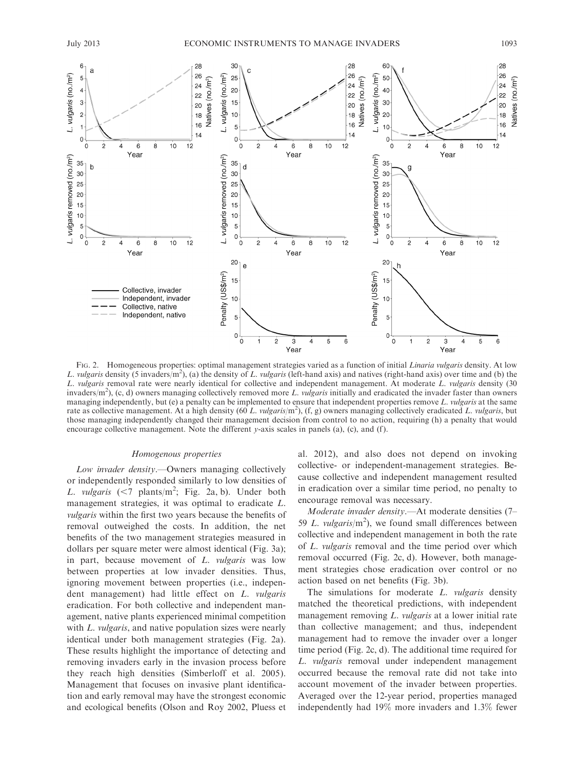FIG. 2. Homogeneous properties: optimal management strategies varied as a function of initial *Linaria vulgaris* density. At low *L. vulgaris* density (5 invaders/m$^2$), (a) the density of *L. vulgaris* (left-hand axis) and natives (right-hand axis) over time and (b) the *L. vulgaris* removal rate were nearly identical for collective and independent management. At moderate *L. vulgaris* density (30 invaders/m$^2$), (c, d) owners managing collectively removed more *L. vulgaris* initially and eradicated the invader faster than owners managing independently, but (e) a penalty can be implemented to ensure that independent properties remove *L. vulgaris* at the same rate as collective management. At a high density (60 *L. vulgaris*/m$^2$), (f, g) owners managing collectively eradicated *L. vulgaris*, but those managing independently changed their management decision from control to no action, requiring (h) a penalty that would encourage collective management. Note the different *y*-axis scales in panels (a), (c), and (f).

### Homogenous properties

*Low invader density*.—Owners managing collectively or independently responded similarly to low densities of *L. vulgaris* (<7 plants/m$^2$; Fig. 2a, b). Under both management strategies, it was optimal to eradicate *L. vulgaris* within the first two years because the benefits of removal outweighed the costs. In addition, the net benefits of the two management strategies measured in dollars per square meter were almost identical (Fig. 3a); in part, because movement of *L. vulgaris* was low between properties at low invader densities. Thus, ignoring movement between properties (i.e., independent management) had little effect on *L. vulgaris* eradication. For both collective and independent management, native plants experienced minimal competition with *L. vulgaris*, and native population sizes were nearly identical under both management strategies (Fig. 2a). These results highlight the importance of detecting and removing invaders early in the invasion process before they reach high densities (Simberloff et al. 2005). Management that focuses on invasive plant identification and early removal may have the strongest economic and ecological benefits (Olson and Roy 2002, Pluess et al. 2012), and also does not depend on invoking collective- or independent-management strategies. Because collective and independent management resulted in eradication over a similar time period, no penalty to encourage removal was necessary.

*Moderate invader density*.—At moderate densities (7–59 *L. vulgaris*/m$^2$), we found small differences between collective and independent management in both the rate of *L. vulgaris* removal and the time period over which removal occurred (Fig. 2c, d). However, both management strategies chose eradication over control or no action based on net benefits (Fig. 3b).

The simulations for moderate *L. vulgaris* density matched the theoretical predictions, with independent management removing *L. vulgaris* at a lower initial rate than collective management; and thus, independent management had to remove the invader over a longer time period (Fig. 2c, d). The additional time required for *L. vulgaris* removal under independent management occurred because the removal rate did not take into account movement of the invader between properties. Averaged over the 12-year period, properties managed independently had 19% more invaders and 1.3% fewer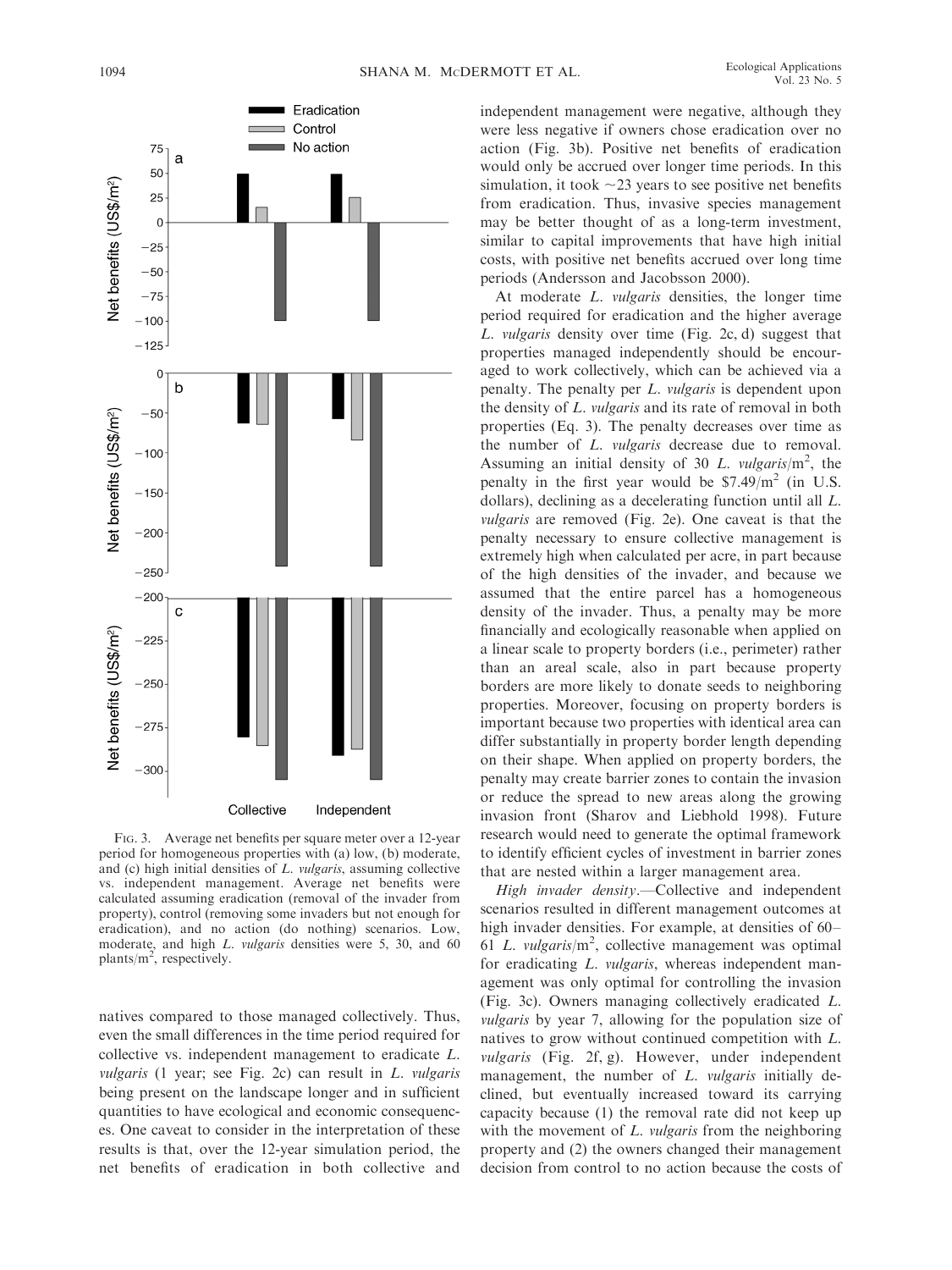FIG. 3. Average net benefits per square meter over a 12-year period for homogeneous properties with (a) low, (b) moderate, and (c) high initial densities of *L. vulgaris*, assuming collective vs. independent management. Average net benefits were calculated assuming eradication (removal of the invader from property), control (removing some invaders but not enough for eradication), and no action (do nothing) scenarios. Low, moderate, and high *L. vulgaris* densities were 5, 30, and 60 plants/m$^2$, respectively.

natives compared to those managed collectively. Thus, even the small differences in the time period required for collective vs. independent management to eradicate *L. vulgaris* (1 year; see Fig. 2c) can result in *L. vulgaris* being present on the landscape longer and in sufficient quantities to have ecological and economic consequences. One caveat to consider in the interpretation of these results is that, over the 12-year simulation period, the net benefits of eradication in both collective and independent management were negative, although they were less negative if owners chose eradication over no action (Fig. 3b). Positive net benefits of eradication would only be accrued over longer time periods. In this simulation, it took ~23 years to see positive net benefits from eradication. Thus, invasive species management may be better thought of as a long-term investment, similar to capital improvements that have high initial costs, with positive net benefits accrued over long time periods (Andersson and Jacobsson 2000).

At moderate *L. vulgaris* densities, the longer time period required for eradication and the higher average *L. vulgaris* density over time (Fig. 2c, d) suggest that properties managed independently should be encouraged to work collectively, which can be achieved via a penalty. The penalty per *L. vulgaris* is dependent upon the density of *L. vulgaris* and its rate of removal in both properties (Eq. 3). The penalty decreases over time as the number of *L. vulgaris* decrease due to removal. Assuming an initial density of 30 *L. vulgaris*/m$^2$, the penalty in the first year would be \$7.49/m$^2$ (in U.S. dollars), declining as a decelerating function until all *L. vulgaris* are removed (Fig. 2e). One caveat is that the penalty necessary to ensure collective management is extremely high when calculated per acre, in part because of the high densities of the invader, and because we assumed that the entire parcel has a homogeneous density of the invader. Thus, a penalty may be more financially and ecologically reasonable when applied on a linear scale to property borders (i.e., perimeter) rather than an areal scale, also in part because property borders are more likely to donate seeds to neighboring properties. Moreover, focusing on property borders is important because two properties with identical area can differ substantially in property border length depending on their shape. When applied on property borders, the penalty may create barrier zones to contain the invasion or reduce the spread to new areas along the growing invasion front (Sharov and Liebhold 1998). Future research would need to generate the optimal framework to identify efficient cycles of investment in barrier zones that are nested within a larger management area.

*High invader density*.—Collective and independent scenarios resulted in different management outcomes at high invader densities. For example, at densities of 60–61 *L. vulgaris*/m$^2$, collective management was optimal for eradicating *L. vulgaris*, whereas independent management was only optimal for controlling the invasion (Fig. 3c). Owners managing collectively eradicated *L. vulgaris* by year 7, allowing for the population size of natives to grow without continued competition with *L. vulgaris* (Fig. 2f, g). However, under independent management, the number of *L. vulgaris* initially declined, but eventually increased toward its carrying capacity because (1) the removal rate did not keep up with the movement of *L. vulgaris* from the neighboring property and (2) the owners changed their management decision from control to no action because the costs of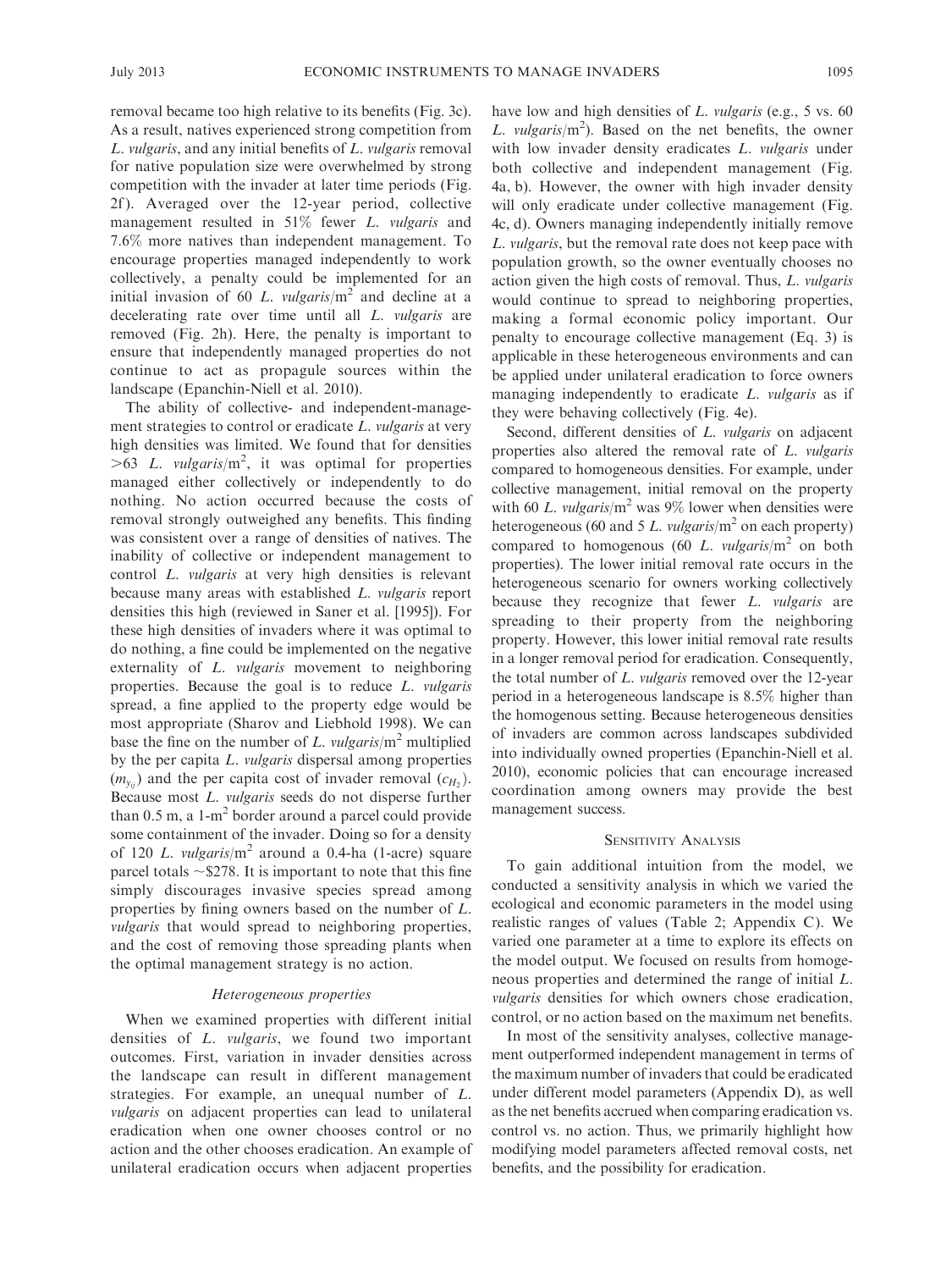removal became too high relative to its benefits (Fig. 3c). As a result, natives experienced strong competition from *L. vulgaris*, and any initial benefits of *L. vulgaris* removal for native population size were overwhelmed by strong competition with the invader at later time periods (Fig. 2f). Averaged over the 12-year period, collective management resulted in 51% fewer *L. vulgaris* and 7.6% more natives than independent management. To encourage properties managed independently to work collectively, a penalty could be implemented for an initial invasion of 60 *L. vulgaris*/m$^2$ and decline at a decelerating rate over time until all *L. vulgaris* are removed (Fig. 2h). Here, the penalty is important to ensure that independently managed properties do not continue to act as propagule sources within the landscape (Epanchin-Niell et al. 2010).

The ability of collective- and independent-management strategies to control or eradicate *L. vulgaris* at very high densities was limited. We found that for densities >63 *L. vulgaris*/m$^2$, it was optimal for properties managed either collectively or independently to do nothing. No action occurred because the costs of removal strongly outweighed any benefits. This finding was consistent over a range of densities of natives. The inability of collective or independent management to control *L. vulgaris* at very high densities is relevant because many areas with established *L. vulgaris* report densities this high (reviewed in Saner et al. [1995]). For these high densities of invaders where it was optimal to do nothing, a fine could be implemented on the negative externality of *L. vulgaris* movement to neighboring properties. Because the goal is to reduce *L. vulgaris* spread, a fine applied to the property edge would be most appropriate (Sharov and Liebhold 1998). We can base the fine on the number of *L. vulgaris*/m$^2$ multiplied by the per capita *L. vulgaris* dispersal among properties ($m_{y_{ij}}$) and the per capita cost of invader removal ($c_{H_2}$). Because most *L. vulgaris* seeds do not disperse further than 0.5 m, a 1-m$^2$ border around a parcel could provide some containment of the invader. Doing so for a density of 120 *L. vulgaris*/m$^2$ around a 0.4-ha (1-acre) square parcel totals ~\$278. It is important to note that this fine simply discourages invasive species spread among properties by fining owners based on the number of *L. vulgaris* that would spread to neighboring properties, and the cost of removing those spreading plants when the optimal management strategy is no action.

### *Heterogeneous properties*

When we examined properties with different initial densities of *L. vulgaris*, we found two important outcomes. First, variation in invader densities across the landscape can result in different management strategies. For example, an unequal number of *L. vulgaris* on adjacent properties can lead to unilateral eradication when one owner chooses control or no action and the other chooses eradication. An example of unilateral eradication occurs when adjacent properties have low and high densities of *L. vulgaris* (e.g., 5 vs. 60 *L. vulgaris*/m$^2$). Based on the net benefits, the owner with low invader density eradicates *L. vulgaris* under both collective and independent management (Fig. 4a, b). However, the owner with high invader density will only eradicate under collective management (Fig. 4c, d). Owners managing independently initially remove *L. vulgaris*, but the removal rate does not keep pace with population growth, so the owner eventually chooses no action given the high costs of removal. Thus, *L. vulgaris* would continue to spread to neighboring properties, making a formal economic policy important. Our penalty to encourage collective management (Eq. 3) is applicable in these heterogeneous environments and can be applied under unilateral eradication to force owners managing independently to eradicate *L. vulgaris* as if they were behaving collectively (Fig. 4e).

Second, different densities of *L. vulgaris* on adjacent properties also altered the removal rate of *L. vulgaris* compared to homogeneous densities. For example, under collective management, initial removal on the property with 60 *L. vulgaris*/m$^2$ was 9% lower when densities were heterogeneous (60 and 5 *L. vulgaris*/m$^2$ on each property) compared to homogenous (60 *L. vulgaris*/m$^2$ on both properties). The lower initial removal rate occurs in the heterogeneous scenario for owners working collectively because they recognize that fewer *L. vulgaris* are spreading to their property from the neighboring property. However, this lower initial removal rate results in a longer removal period for eradication. Consequently, the total number of *L. vulgaris* removed over the 12-year period in a heterogeneous landscape is 8.5% higher than the homogenous setting. Because heterogeneous densities of invaders are common across landscapes subdivided into individually owned properties (Epanchin-Niell et al. 2010), economic policies that can encourage increased coordination among owners may provide the best management success.

## Sensitivity Analysis

To gain additional intuition from the model, we conducted a sensitivity analysis in which we varied the ecological and economic parameters in the model using realistic ranges of values (Table 2; Appendix C). We varied one parameter at a time to explore its effects on the model output. We focused on results from homogeneous properties and determined the range of initial *L. vulgaris* densities for which owners chose eradication, control, or no action based on the maximum net benefits.

In most of the sensitivity analyses, collective management outperformed independent management in terms of the maximum number of invaders that could be eradicated under different model parameters (Appendix D), as well as the net benefits accrued when comparing eradication vs. control vs. no action. Thus, we primarily highlight how modifying model parameters affected removal costs, net benefits, and the possibility for eradication.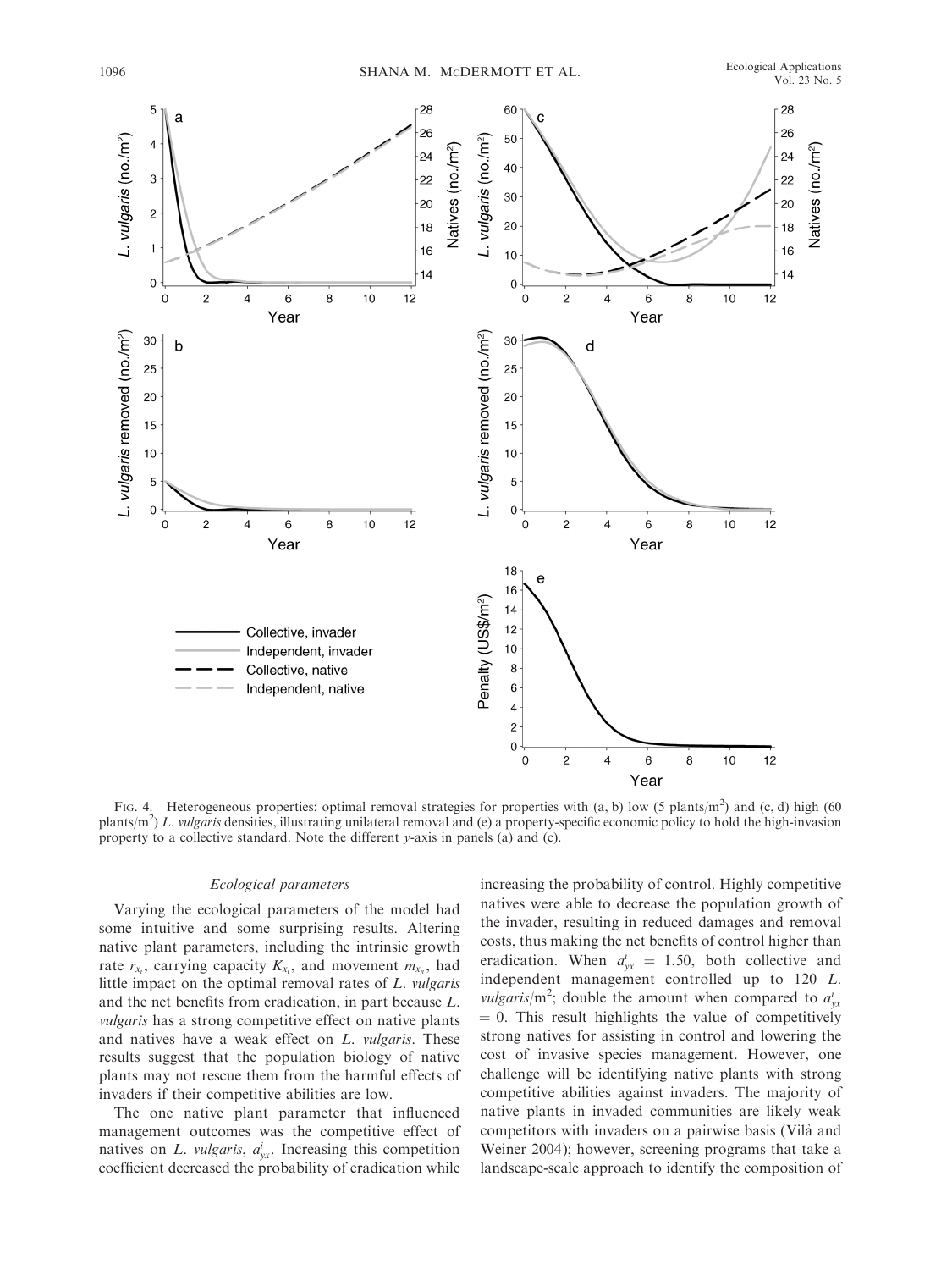FIG. 4. Heterogeneous properties: optimal removal strategies for properties with (a, b) low (5 plants/m$^2$) and (c, d) high (60 plants/m$^2$) *L. vulgaris* densities, illustrating unilateral removal and (e) a property-specific economic policy to hold the high-invasion property to a collective standard. Note the different *y*-axis in panels (a) and (c).

### Ecological parameters

Varying the ecological parameters of the model had some intuitive and some surprising results. Altering native plant parameters, including the intrinsic growth rate $r_{x_i}$, carrying capacity $K_{x_i}$, and movement $m_{x_{ji}}$, had little impact on the optimal removal rates of *L. vulgaris* and the net benefits from eradication, in part because *L. vulgaris* has a strong competitive effect on native plants and natives have a weak effect on *L. vulgaris*. These results suggest that the population biology of native plants may not rescue them from the harmful effects of invaders if their competitive abilities are low.

The one native plant parameter that influenced management outcomes was the competitive effect of natives on *L. vulgaris*, $a^i_{yx}$. Increasing this competition coefficient decreased the probability of eradication while increasing the probability of control. Highly competitive natives were able to decrease the population growth of the invader, resulting in reduced damages and removal costs, thus making the net benefits of control higher than eradication. When $a^i_{yx} = 1.50$, both collective and independent management controlled up to 120 *L. vulgaris*/m$^2$; double the amount when compared to $a^i_{yx} = 0$. This result highlights the value of competitively strong natives for assisting in control and lowering the cost of invasive species management. However, one challenge will be identifying native plants with strong competitive abilities against invaders. The majority of native plants in invaded communities are likely weak competitors with invaders on a pairwise basis (Vilà and Weiner 2004); however, screening programs that take a landscape-scale approach to identify the composition of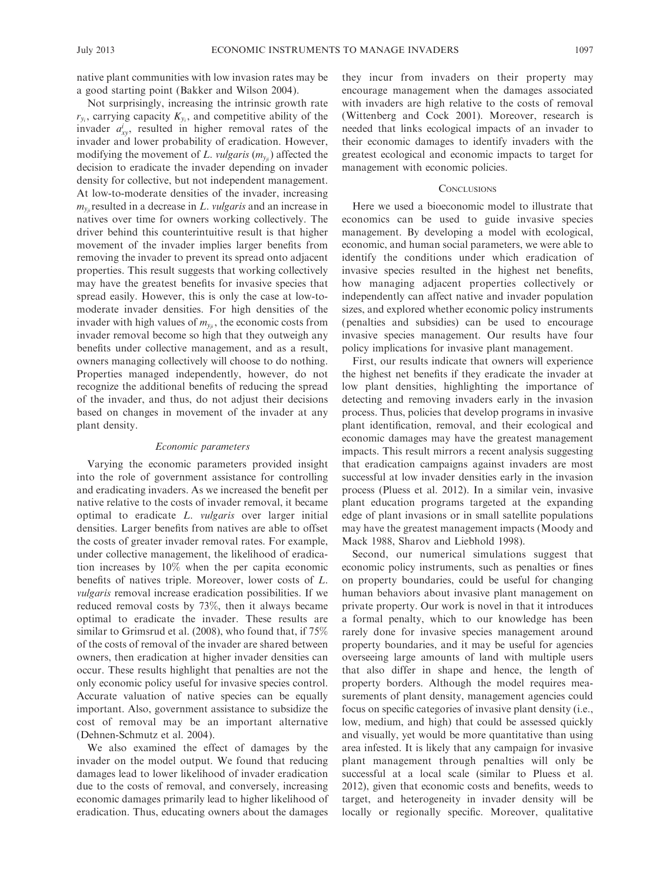native plant communities with low invasion rates may be a good starting point (Bakker and Wilson 2004).

Not surprisingly, increasing the intrinsic growth rate $r_{y_i}$, carrying capacity $K_{y_i}$, and competitive ability of the invader $a^i_{xy}$, resulted in higher removal rates of the invader and lower probability of eradication. However, modifying the movement of *L. vulgaris* ($m_{y_{ji}}$) affected the decision to eradicate the invader depending on invader density for collective, but not independent management. At low-to-moderate densities of the invader, increasing $m_{y_{ji}}$ resulted in a decrease in *L. vulgaris* and an increase in natives over time for owners working collectively. The driver behind this counterintuitive result is that higher movement of the invader implies larger benefits from removing the invader to prevent its spread onto adjacent properties. This result suggests that working collectively may have the greatest benefits for invasive species that spread easily. However, this is only the case at low-to-moderate invader densities. For high densities of the invader with high values of $m_{y_{ji}}$, the economic costs from invader removal become so high that they outweigh any benefits under collective management, and as a result, owners managing collectively will choose to do nothing. Properties managed independently, however, do not recognize the additional benefits of reducing the spread of the invader, and thus, do not adjust their decisions based on changes in movement of the invader at any plant density.

### *Economic parameters*

Varying the economic parameters provided insight into the role of government assistance for controlling and eradicating invaders. As we increased the benefit per native relative to the costs of invader removal, it became optimal to eradicate *L. vulgaris* over larger initial densities. Larger benefits from natives are able to offset the costs of greater invader removal rates. For example, under collective management, the likelihood of eradication increases by 10% when the per capita economic benefits of natives triple. Moreover, lower costs of *L. vulgaris* removal increase eradication possibilities. If we reduced removal costs by 73%, then it always became optimal to eradicate the invader. These results are similar to Grimsrud et al. (2008), who found that, if 75% of the costs of removal of the invader are shared between owners, then eradication at higher invader densities can occur. These results highlight that penalties are not the only economic policy useful for invasive species control. Accurate valuation of native species can be equally important. Also, government assistance to subsidize the cost of removal may be an important alternative (Dehnen-Schmutz et al. 2004).

We also examined the effect of damages by the invader on the model output. We found that reducing damages lead to lower likelihood of invader eradication due to the costs of removal, and conversely, increasing economic damages primarily lead to higher likelihood of eradication. Thus, educating owners about the damages they incur from invaders on their property may encourage management when the damages associated with invaders are high relative to the costs of removal (Wittenberg and Cock 2001). Moreover, research is needed that links ecological impacts of an invader to their economic damages to identify invaders with the greatest ecological and economic impacts to target for management with economic policies.

## Conclusions

Here we used a bioeconomic model to illustrate that economics can be used to guide invasive species management. By developing a model with ecological, economic, and human social parameters, we were able to identify the conditions under which eradication of invasive species resulted in the highest net benefits, how managing adjacent properties collectively or independently can affect native and invader population sizes, and explored whether economic policy instruments (penalties and subsidies) can be used to encourage invasive species management. Our results have four policy implications for invasive plant management.

First, our results indicate that owners will experience the highest net benefits if they eradicate the invader at low plant densities, highlighting the importance of detecting and removing invaders early in the invasion process. Thus, policies that develop programs in invasive plant identification, removal, and their ecological and economic damages may have the greatest management impacts. This result mirrors a recent analysis suggesting that eradication campaigns against invaders are most successful at low invader densities early in the invasion process (Pluess et al. 2012). In a similar vein, invasive plant education programs targeted at the expanding edge of plant invasions or in small satellite populations may have the greatest management impacts (Moody and Mack 1988, Sharov and Liebhold 1998).

Second, our numerical simulations suggest that economic policy instruments, such as penalties or fines on property boundaries, could be useful for changing human behaviors about invasive plant management on private property. Our work is novel in that it introduces a formal penalty, which to our knowledge has been rarely done for invasive species management around property boundaries, and it may be useful for agencies overseeing large amounts of land with multiple users that also differ in shape and hence, the length of property borders. Although the model requires measurements of plant density, management agencies could focus on specific categories of invasive plant density (i.e., low, medium, and high) that could be assessed quickly and visually, yet would be more quantitative than using area infested. It is likely that any campaign for invasive plant management through penalties will only be successful at a local scale (similar to Pluess et al. 2012), given that economic costs and benefits, weeds to target, and heterogeneity in invader density will be locally or regionally specific. Moreover, qualitative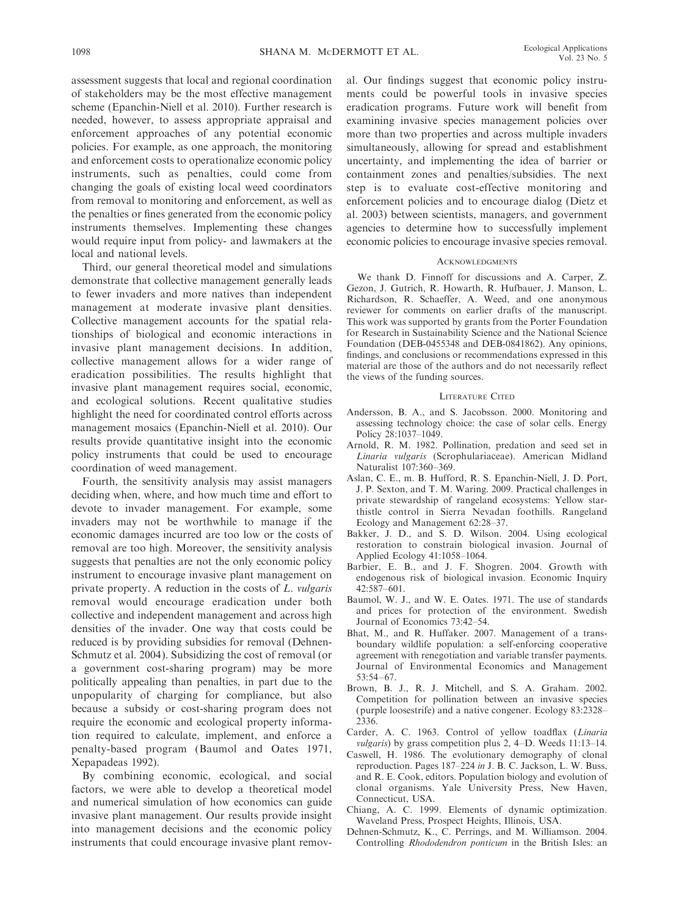assessment suggests that local and regional coordination of stakeholders may be the most effective management scheme (Epanchin-Niell et al. 2010). Further research is needed, however, to assess appropriate appraisal and enforcement approaches of any potential economic policies. For example, as one approach, the monitoring and enforcement costs to operationalize economic policy instruments, such as penalties, could come from changing the goals of existing local weed coordinators from removal to monitoring and enforcement, as well as the penalties or fines generated from the economic policy instruments themselves. Implementing these changes would require input from policy- and lawmakers at the local and national levels.

Third, our general theoretical model and simulations demonstrate that collective management generally leads to fewer invaders and more natives than independent management at moderate invasive plant densities. Collective management accounts for the spatial relationships of biological and economic interactions in invasive plant management decisions. In addition, collective management allows for a wider range of eradication possibilities. The results highlight that invasive plant management requires social, economic, and ecological solutions. Recent qualitative studies highlight the need for coordinated control efforts across management mosaics (Epanchin-Niell et al. 2010). Our results provide quantitative insight into the economic policy instruments that could be used to encourage coordination of weed management.

Fourth, the sensitivity analysis may assist managers deciding when, where, and how much time and effort to devote to invader management. For example, some invaders may not be worthwhile to manage if the economic damages incurred are too low or the costs of removal are too high. Moreover, the sensitivity analysis suggests that penalties are not the only economic policy instrument to encourage invasive plant management on private property. A reduction in the costs of *L. vulgaris* removal would encourage eradication under both collective and independent management and across high densities of the invader. One way that costs could be reduced is by providing subsidies for removal (Dehnen-Schmutz et al. 2004). Subsidizing the cost of removal (or a government cost-sharing program) may be more politically appealing than penalties, in part due to the unpopularity of charging for compliance, but also because a subsidy or cost-sharing program does not require the economic and ecological property information required to calculate, implement, and enforce a penalty-based program (Baumol and Oates 1971, Xepapadeas 1992).

By combining economic, ecological, and social factors, we were able to develop a theoretical model and numerical simulation of how economics can guide invasive plant management. Our results provide insight into management decisions and the economic policy instruments that could encourage invasive plant removal. Our findings suggest that economic policy instruments could be powerful tools in invasive species eradication programs. Future work will benefit from examining invasive species management policies over more than two properties and across multiple invaders simultaneously, allowing for spread and establishment uncertainty, and implementing the idea of barrier or containment zones and penalties/subsidies. The next step is to evaluate cost-effective monitoring and enforcement policies and to encourage dialog (Dietz et al. 2003) between scientists, managers, and government agencies to determine how to successfully implement economic policies to encourage invasive species removal.

## Acknowledgments

We thank D. Finnoff for discussions and A. Carper, Z. Gezon, J. Gutrich, R. Howarth, R. Hufbauer, J. Manson, L. Richardson, R. Schaeffer, A. Weed, and one anonymous reviewer for comments on earlier drafts of the manuscript. This work was supported by grants from the Porter Foundation for Research in Sustainability Science and the National Science Foundation (DEB-0455348 and DEB-0841862). Any opinions, findings, and conclusions or recommendations expressed in this material are those of the authors and do not necessarily reflect the views of the funding sources.

## Literature Cited

Andersson, B. A., and S. Jacobsson. 2000. Monitoring and assessing technology choice: the case of solar cells. Energy Policy 28:1037–1049.

Arnold, R. M. 1982. Pollination, predation and seed set in *Linaria vulgaris* (Scrophulariaceae). American Midland Naturalist 107:360–369.

Aslan, C. E., m. B. Hufford, R. S. Epanchin-Niell, J. D. Port, J. P. Sexton, and T. M. Waring. 2009. Practical challenges in private stewardship of rangeland ecosystems: Yellow starthistle control in Sierra Nevadan foothills. Rangeland Ecology and Management 62:28–37.

Bakker, J. D., and S. D. Wilson. 2004. Using ecological restoration to constrain biological invasion. Journal of Applied Ecology 41:1058–1064.

Barbier, E. B., and J. F. Shogren. 2004. Growth with endogenous risk of biological invasion. Economic Inquiry 42:587–601.

Baumol, W. J., and W. E. Oates. 1971. The use of standards and prices for protection of the environment. Swedish Journal of Economics 73:42–54.

Bhat, M., and R. Huffaker. 2007. Management of a transboundary wildlife population: a self-enforcing cooperative agreement with renegotiation and variable transfer payments. Journal of Environmental Economics and Management 53:54–67.

Brown, B. J., R. J. Mitchell, and S. A. Graham. 2002. Competition for pollination between an invasive species (purple loosestrife) and a native congener. Ecology 83:2328–2336.

Carder, A. C. 1963. Control of yellow toadflax (*Linaria vulgaris*) by grass competition plus 2, 4–D. Weeds 11:13–14.

Caswell, H. 1986. The evolutionary demography of clonal reproduction. Pages 187–224 *in* J. B. C. Jackson, L. W. Buss, and R. E. Cook, editors. Population biology and evolution of clonal organisms. Yale University Press, New Haven, Connecticut, USA.

Chiang, A. C. 1999. Elements of dynamic optimization. Waveland Press, Prospect Heights, Illinois, USA.

Dehnen-Schmutz, K., C. Perrings, and M. Williamson. 2004. Controlling *Rhododendron ponticum* in the British Isles: an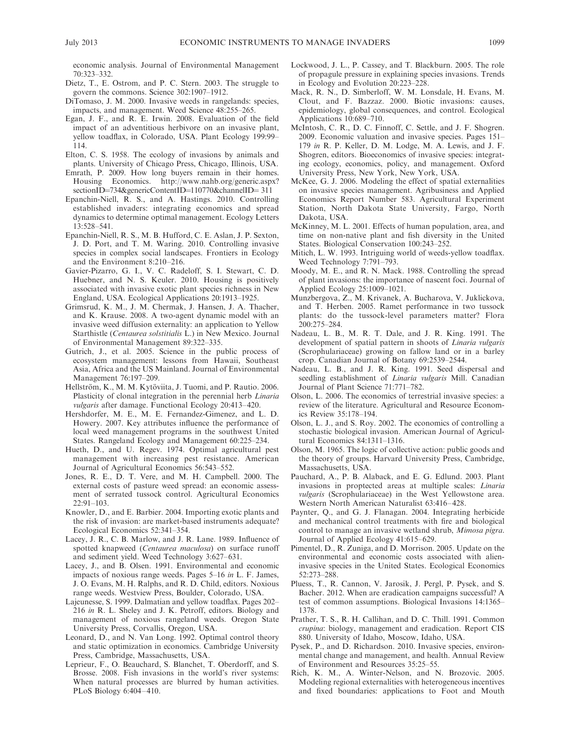economic analysis. Journal of Environmental Management 70:323–332.

Dietz, T., E. Ostrom, and P. C. Stern. 2003. The struggle to govern the commons. Science 302:1907–1912.

DiTomaso, J. M. 2000. Invasive weeds in rangelands: species, impacts, and management. Weed Science 48:255–265.

Egan, J. F., and R. E. Irwin. 2008. Evaluation of the field impact of an adventitious herbivore on an invasive plant, yellow toadflax, in Colorado, USA. Plant Ecology 199:99–114.

Elton, C. S. 1958. The ecology of invasions by animals and plants. University of Chicago Press, Chicago, Illinois, USA.

Emrath, P. 2009. How long buyers remain in their homes. Housing Economics. http://www.nahb.org/generic.aspx?sectionID=734&genericContentID=110770&channelID= 311

Epanchin-Niell, R. S., and A. Hastings. 2010. Controlling established invaders: integrating economics and spread dynamics to determine optimal management. Ecology Letters 13:528–541.

Epanchin-Niell, R. S., M. B. Hufford, C. E. Aslan, J. P. Sexton, J. D. Port, and T. M. Waring. 2010. Controlling invasive species in complex social landscapes. Frontiers in Ecology and the Environment 8:210–216.

Gavier-Pizarro, G. I., V. C. Radeloff, S. I. Stewart, C. D. Huebner, and N. S. Keuler. 2010. Housing is positively associated with invasive exotic plant species richness in New England, USA. Ecological Applications 20:1913–1925.

Grimsrud, K. M., J. M. Chermak, J. Hansen, J. A. Thacher, and K. Krause. 2008. A two-agent dynamic model with an invasive weed diffusion externality: an application to Yellow Starthistle (*Centaurea solstitialis* L.) in New Mexico. Journal of Environmental Management 89:322–335.

Gutrich, J., et al. 2005. Science in the public process of ecosystem management: lessons from Hawaii, Southeast Asia, Africa and the US Mainland. Journal of Environmental Management 76:197–209.

Hellström, K., M. M. Kytöviita, J. Tuomi, and P. Rautio. 2006. Plasticity of clonal integration in the perennial herb *Linaria vulgaris* after damage. Functional Ecology 20:413–420.

Hershdorfer, M. E., M. E. Fernandez-Gimenez, and L. D. Howery. 2007. Key attributes influence the performance of local weed management programs in the southwest United States. Rangeland Ecology and Management 60:225–234.

Hueth, D., and U. Regev. 1974. Optimal agricultural pest management with increasing pest resistance. American Journal of Agricultural Economics 56:543–552.

Jones, R. E., D. T. Vere, and M. H. Campbell. 2000. The external costs of pasture weed spread: an economic assessment of serrated tussock control. Agricultural Economics 22:91–103.

Knowler, D., and E. Barbier. 2004. Importing exotic plants and the risk of invasion: are market-based instruments adequate? Ecological Economics 52:341–354.

Lacey, J. R., C. B. Marlow, and J. R. Lane. 1989. Influence of spotted knapweed (*Centaurea maculosa*) on surface runoff and sediment yield. Weed Technology 3:627–631.

Lacey, J., and B. Olsen. 1991. Environmental and economic impacts of noxious range weeds. Pages 5–16 *in* L. F. James, J. O. Evans, M. H. Ralphs, and R. D. Child, editors. Noxious range weeds. Westview Press, Boulder, Colorado, USA.

Lajeunesse, S. 1999. Dalmatian and yellow toadflax. Pages 202–216 *in* R. L. Sheley and J. K. Petroff, editors. Biology and management of noxious rangeland weeds. Oregon State University Press, Corvallis, Oregon, USA.

Leonard, D., and N. Van Long. 1992. Optimal control theory and static optimization in economics. Cambridge University Press, Cambridge, Massachusetts, USA.

Leprieur, F., O. Beauchard, S. Blanchet, T. Oberdorff, and S. Brosse. 2008. Fish invasions in the world's river systems: When natural processes are blurred by human activities. PLoS Biology 6:404–410.

Lockwood, J. L., P. Cassey, and T. Blackburn. 2005. The role of propagule pressure in explaining species invasions. Trends in Ecology and Evolution 20:223–228.

Mack, R. N., D. Simberloff, W. M. Lonsdale, H. Evans, M. Clout, and F. Bazzaz. 2000. Biotic invasions: causes, epidemiology, global consequences, and control. Ecological Applications 10:689–710.

McIntosh, C. R., D. C. Finnoff, C. Settle, and J. F. Shogren. 2009. Economic valuation and invasive species. Pages 151–179 *in* R. P. Keller, D. M. Lodge, M. A. Lewis, and J. F. Shogren, editors. Bioeconomics of invasive species: integrating ecology, economics, policy, and management. Oxford University Press, New York, New York, USA.

McKee, G. J. 2006. Modeling the effect of spatial externalities on invasive species management. Agribusiness and Applied Economics Report Number 583. Agricultural Experiment Station, North Dakota State University, Fargo, North Dakota, USA.

McKinney, M. L. 2001. Effects of human population, area, and time on non-native plant and fish diversity in the United States. Biological Conservation 100:243–252.

Mitich, L. W. 1993. Intriguing world of weeds-yellow toadflax. Weed Technology 7:791–793.

Moody, M. E., and R. N. Mack. 1988. Controlling the spread of plant invasions: the importance of nascent foci. Journal of Applied Ecology 25:1009–1021.

Munzbergova, Z., M. Krivanek, A. Bucharova, V. Juklickova, and T. Herben. 2005. Ramet performance in two tussock plants: do the tussock-level parameters matter? Flora 200:275–284.

Nadeau, L. B., M. R. T. Dale, and J. R. King. 1991. The development of spatial pattern in shoots of *Linaria vulgaris* (Scrophulariaceae) growing on fallow land or in a barley crop. Canadian Journal of Botany 69:2539–2544.

Nadeau, L. B., and J. R. King. 1991. Seed dispersal and seedling establishment of *Linaria vulgaris* Mill. Canadian Journal of Plant Science 71:771–782.

Olson, L. 2006. The economics of terrestrial invasive species: a review of the literature. Agricultural and Resource Economics Review 35:178–194.

Olson, L. J., and S. Roy. 2002. The economics of controlling a stochastic biological invasion. American Journal of Agricultural Economics 84:1311–1316.

Olson, M. 1965. The logic of collective action: public goods and the theory of groups. Harvard University Press, Cambridge, Massachusetts, USA.

Pauchard, A., P. B. Alaback, and E. G. Edlund. 2003. Plant invasions in proptected areas at multiple scales: *Linaria vulgaris* (Scrophulariaceae) in the West Yellowstone area. Western North American Naturalist 63:416–428.

Paynter, Q., and G. J. Flanagan. 2004. Integrating herbicide and mechanical control treatments with fire and biological control to manage an invasive wetland shrub, *Mimosa pigra*. Journal of Applied Ecology 41:615–629.

Pimentel, D., R. Zuniga, and D. Morrison. 2005. Update on the environmental and economic costs associated with alien-invasive species in the United States. Ecological Economics 52:273–288.

Pluess, T., R. Cannon, V. Jarosik, J. Pergl, P. Pysek, and S. Bacher. 2012. When are eradication campaigns successful? A test of common assumptions. Biological Invasions 14:1365–1378.

Prather, T. S., R. H. Callihan, and D. C. Thill. 1991. Common *crupina*: biology, management and eradication. Report CIS 880. University of Idaho, Moscow, Idaho, USA.

Pysek, P., and D. Richardson. 2010. Invasive species, environmental change and management, and health. Annual Review of Environment and Resources 35:25–55.

Rich, K. M., A. Winter-Nelson, and N. Brozovic. 2005. Modeling regional externalities with heterogeneous incentives and fixed boundaries: applications to Foot and Mouth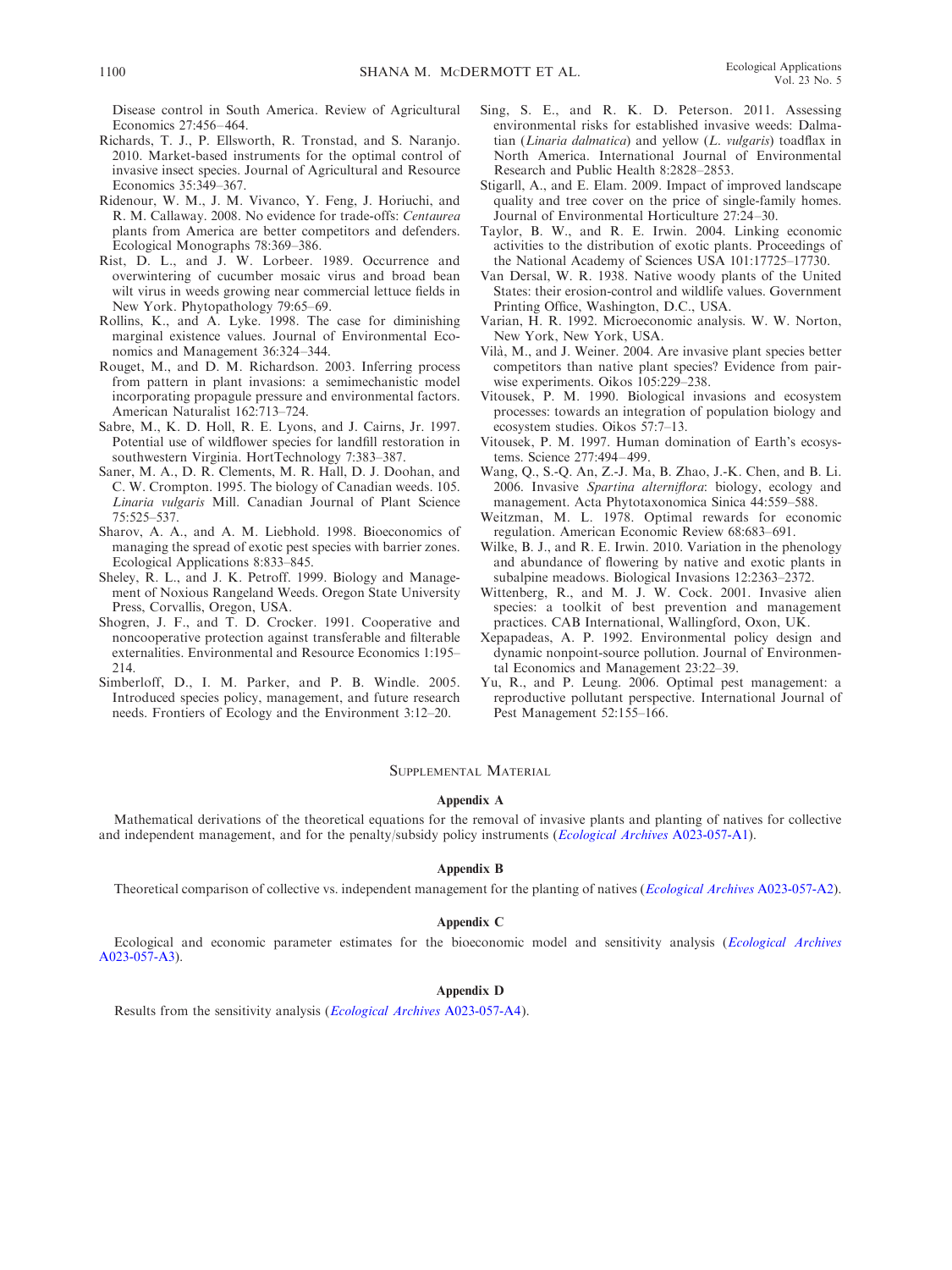Disease control in South America. Review of Agricultural Economics 27:456–464.

Richards, T. J., P. Ellsworth, R. Tronstad, and S. Naranjo. 2010. Market-based instruments for the optimal control of invasive insect species. Journal of Agricultural and Resource Economics 35:349–367.

Ridenour, W. M., J. M. Vivanco, Y. Feng, J. Horiuchi, and R. M. Callaway. 2008. No evidence for trade-offs: *Centaurea* plants from America are better competitors and defenders. Ecological Monographs 78:369–386.

Rist, D. L., and J. W. Lorbeer. 1989. Occurrence and overwintering of cucumber mosaic virus and broad bean wilt virus in weeds growing near commercial lettuce fields in New York. Phytopathology 79:65–69.

Rollins, K., and A. Lyke. 1998. The case for diminishing marginal existence values. Journal of Environmental Economics and Management 36:324–344.

Rouget, M., and D. M. Richardson. 2003. Inferring process from pattern in plant invasions: a semimechanistic model incorporating propagule pressure and environmental factors. American Naturalist 162:713–724.

Sabre, M., K. D. Holl, R. E. Lyons, and J. Cairns, Jr. 1997. Potential use of wildflower species for landfill restoration in southwestern Virginia. HortTechnology 7:383–387.

Saner, M. A., D. R. Clements, M. R. Hall, D. J. Doohan, and C. W. Crompton. 1995. The biology of Canadian weeds. 105. *Linaria vulgaris* Mill. Canadian Journal of Plant Science 75:525–537.

Sharov, A. A., and A. M. Liebhold. 1998. Bioeconomics of managing the spread of exotic pest species with barrier zones. Ecological Applications 8:833–845.

Sheley, R. L., and J. K. Petroff. 1999. Biology and Management of Noxious Rangeland Weeds. Oregon State University Press, Corvallis, Oregon, USA.

Shogren, J. F., and T. D. Crocker. 1991. Cooperative and noncooperative protection against transferable and filterable externalities. Environmental and Resource Economics 1:195–214.

Simberloff, D., I. M. Parker, and P. B. Windle. 2005. Introduced species policy, management, and future research needs. Frontiers of Ecology and the Environment 3:12–20.

Sing, S. E., and R. K. D. Peterson. 2011. Assessing environmental risks for established invasive weeds: Dalmatian (*Linaria dalmatica*) and yellow (*L. vulgaris*) toadflax in North America. International Journal of Environmental Research and Public Health 8:2828–2853.

Stigarll, A., and E. Elam. 2009. Impact of improved landscape quality and tree cover on the price of single-family homes. Journal of Environmental Horticulture 27:24–30.

Taylor, B. W., and R. E. Irwin. 2004. Linking economic activities to the distribution of exotic plants. Proceedings of the National Academy of Sciences USA 101:17725–17730.

Van Dersal, W. R. 1938. Native woody plants of the United States: their erosion-control and wildlife values. Government Printing Office, Washington, D.C., USA.

Varian, H. R. 1992. Microeconomic analysis. W. W. Norton, New York, New York, USA.

Vilà, M., and J. Weiner. 2004. Are invasive plant species better competitors than native plant species? Evidence from pairwise experiments. Oikos 105:229–238.

Vitousek, P. M. 1990. Biological invasions and ecosystem processes: towards an integration of population biology and ecosystem studies. Oikos 57:7–13.

Vitousek, P. M. 1997. Human domination of Earth's ecosystems. Science 277:494–499.

Wang, Q., S.-Q. An, Z.-J. Ma, B. Zhao, J.-K. Chen, and B. Li. 2006. Invasive *Spartina alterniflora*: biology, ecology and management. Acta Phytotaxonomica Sinica 44:559–588.

Weitzman, M. L. 1978. Optimal rewards for economic regulation. American Economic Review 68:683–691.

Wilke, B. J., and R. E. Irwin. 2010. Variation in the phenology and abundance of flowering by native and exotic plants in subalpine meadows. Biological Invasions 12:2363–2372.

Wittenberg, R., and M. J. W. Cock. 2001. Invasive alien species: a toolkit of best prevention and management practices. CAB International, Wallingford, Oxon, UK.

Xepapadeas, A. P. 1992. Environmental policy design and dynamic nonpoint-source pollution. Journal of Environmental Economics and Management 23:22–39.

Yu, R., and P. Leung. 2006. Optimal pest management: a reproductive pollutant perspective. International Journal of Pest Management 52:155–166.

## Supplemental Material

### Appendix A

Mathematical derivations of the theoretical equations for the removal of invasive plants and planting of natives for collective and independent management, and for the penalty/subsidy policy instruments (*Ecological Archives* A023-057-A1).

### Appendix B

Theoretical comparison of collective vs. independent management for the planting of natives (*Ecological Archives* A023-057-A2).

### Appendix C

Ecological and economic parameter estimates for the bioeconomic model and sensitivity analysis (*Ecological Archives* A023-057-A3).

### Appendix D

Results from the sensitivity analysis (*Ecological Archives* A023-057-A4).